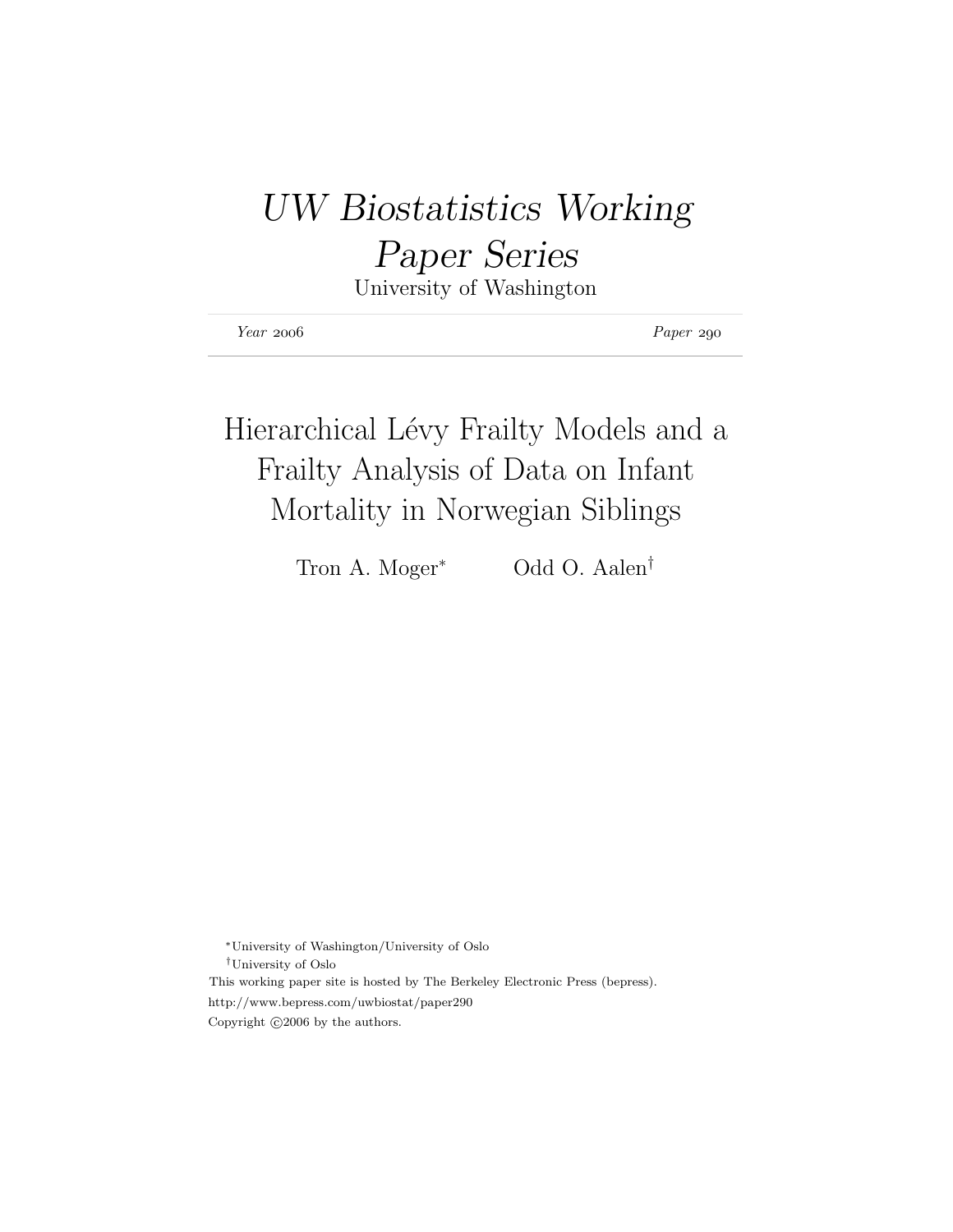# *UW Biostatistics Working Paper Series*

University of Washington

*Year* 2006 *Paper* 290

## Hierarchical Lévy Frailty Models and a Frailty Analysis of Data on Infant Mortality in Norwegian Siblings

Tron A. Moger[*] Odd O. Aalen[†]

[*]University of Washington/University of Oslo

[†]University of Oslo

This working paper site is hosted by The Berkeley Electronic Press (bepress).

http://www.bepress.com/uwbiostat/paper290

Copyright ©2006 by the authors.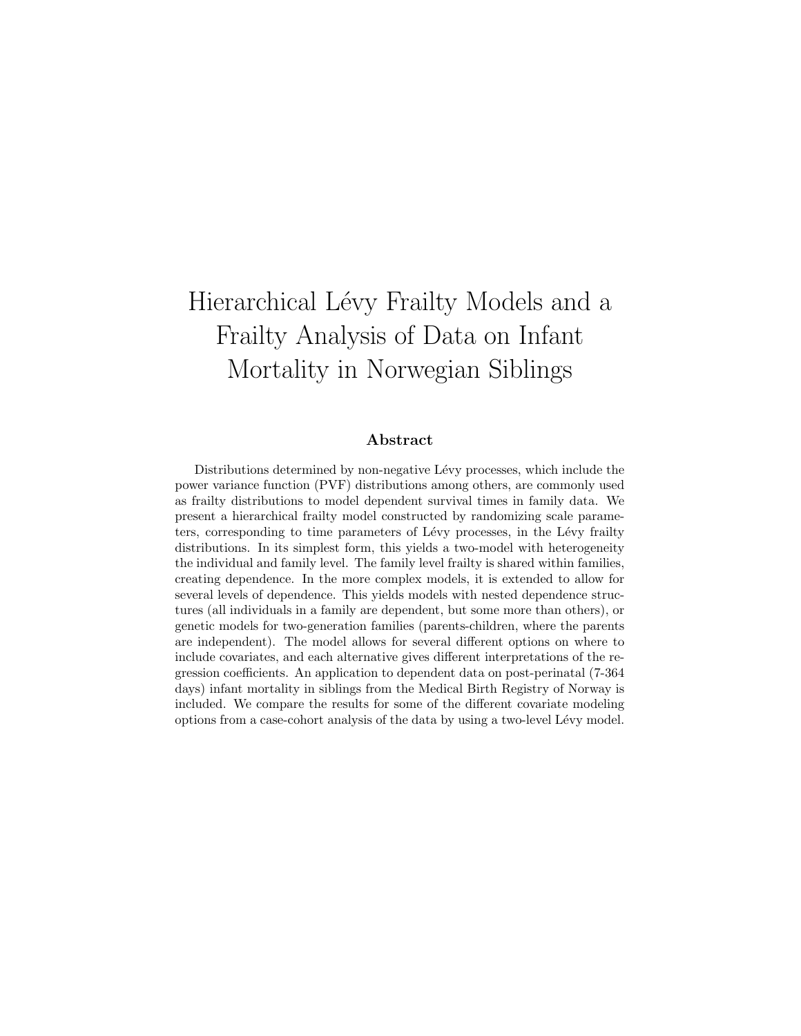# Hierarchical Lévy Frailty Models and a Frailty Analysis of Data on Infant Mortality in Norwegian Siblings

## Abstract

Distributions determined by non-negative Lévy processes, which include the power variance function (PVF) distributions among others, are commonly used as frailty distributions to model dependent survival times in family data. We present a hierarchical frailty model constructed by randomizing scale parameters, corresponding to time parameters of Lévy processes, in the Lévy frailty distributions. In its simplest form, this yields a two-model with heterogeneity the individual and family level. The family level frailty is shared within families, creating dependence. In the more complex models, it is extended to allow for several levels of dependence. This yields models with nested dependence structures (all individuals in a family are dependent, but some more than others), or genetic models for two-generation families (parents-children, where the parents are independent). The model allows for several different options on where to include covariates, and each alternative gives different interpretations of the regression coefficients. An application to dependent data on post-perinatal (7-364 days) infant mortality in siblings from the Medical Birth Registry of Norway is included. We compare the results for some of the different covariate modeling options from a case-cohort analysis of the data by using a two-level Lévy model.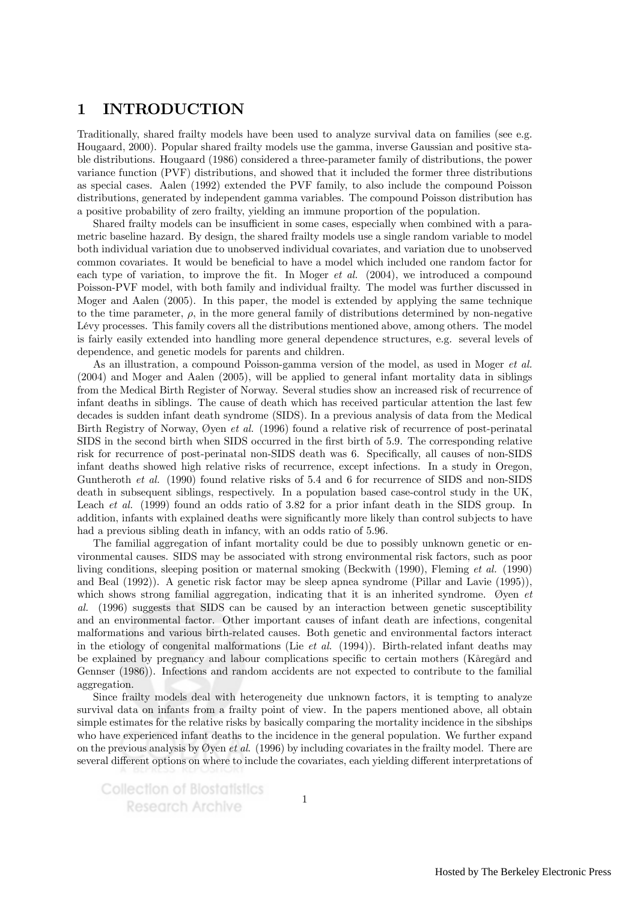# 1 INTRODUCTION

Traditionally, shared frailty models have been used to analyze survival data on families (see e.g. Hougaard, 2000). Popular shared frailty models use the gamma, inverse Gaussian and positive stable distributions. Hougaard (1986) considered a three-parameter family of distributions, the power variance function (PVF) distributions, and showed that it included the former three distributions as special cases. Aalen (1992) extended the PVF family, to also include the compound Poisson distributions, generated by independent gamma variables. The compound Poisson distribution has a positive probability of zero frailty, yielding an immune proportion of the population.

Shared frailty models can be insufficient in some cases, especially when combined with a parametric baseline hazard. By design, the shared frailty models use a single random variable to model both individual variation due to unobserved individual covariates, and variation due to unobserved common covariates. It would be beneficial to have a model which included one random factor for each type of variation, to improve the fit. In Moger *et al.* (2004), we introduced a compound Poisson-PVF model, with both family and individual frailty. The model was further discussed in Moger and Aalen (2005). In this paper, the model is extended by applying the same technique to the time parameter, $\rho$, in the more general family of distributions determined by non-negative Lévy processes. This family covers all the distributions mentioned above, among others. The model is fairly easily extended into handling more general dependence structures, e.g. several levels of dependence, and genetic models for parents and children.

As an illustration, a compound Poisson-gamma version of the model, as used in Moger *et al.* (2004) and Moger and Aalen (2005), will be applied to general infant mortality data in siblings from the Medical Birth Register of Norway. Several studies show an increased risk of recurrence of infant deaths in siblings. The cause of death which has received particular attention the last few decades is sudden infant death syndrome (SIDS). In a previous analysis of data from the Medical Birth Registry of Norway, Øyen *et al.* (1996) found a relative risk of recurrence of post-perinatal SIDS in the second birth when SIDS occurred in the first birth of 5.9. The corresponding relative risk for recurrence of post-perinatal non-SIDS death was 6. Specifically, all causes of non-SIDS infant deaths showed high relative risks of recurrence, except infections. In a study in Oregon, Guntheroth *et al.* (1990) found relative risks of 5.4 and 6 for recurrence of SIDS and non-SIDS death in subsequent siblings, respectively. In a population based case-control study in the UK, Leach *et al.* (1999) found an odds ratio of 3.82 for a prior infant death in the SIDS group. In addition, infants with explained deaths were significantly more likely than control subjects to have had a previous sibling death in infancy, with an odds ratio of 5.96.

The familial aggregation of infant mortality could be due to possibly unknown genetic or environmental causes. SIDS may be associated with strong environmental risk factors, such as poor living conditions, sleeping position or maternal smoking (Beckwith (1990), Fleming *et al.* (1990) and Beal (1992)). A genetic risk factor may be sleep apnea syndrome (Pillar and Lavie (1995)), which shows strong familial aggregation, indicating that it is an inherited syndrome. Øyen *et al.* (1996) suggests that SIDS can be caused by an interaction between genetic susceptibility and an environmental factor. Other important causes of infant death are infections, congenital malformations and various birth-related causes. Both genetic and environmental factors interact in the etiology of congenital malformations (Lie *et al.* (1994)). Birth-related infant deaths may be explained by pregnancy and labour complications specific to certain mothers (Kåregård and Gennser (1986)). Infections and random accidents are not expected to contribute to the familial aggregation.

Since frailty models deal with heterogeneity due unknown factors, it is tempting to analyze survival data on infants from a frailty point of view. In the papers mentioned above, all obtain simple estimates for the relative risks by basically comparing the mortality incidence in the sibships who have experienced infant deaths to the incidence in the general population. We further expand on the previous analysis by Øyen *et al*. (1996) by including covariates in the frailty model. There are several different options on where to include the covariates, each yielding different interpretations of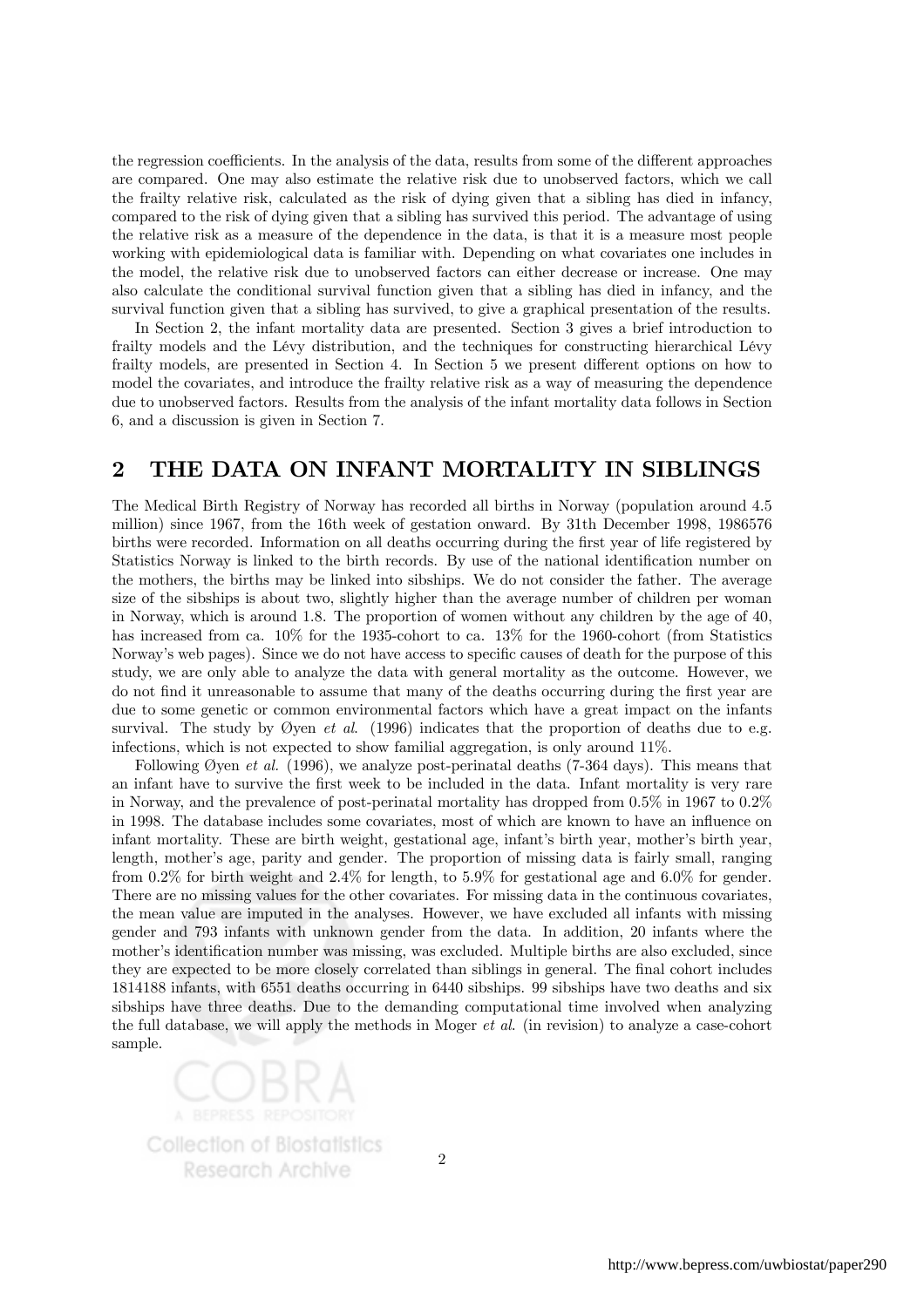the regression coefficients. In the analysis of the data, results from some of the different approaches are compared. One may also estimate the relative risk due to unobserved factors, which we call the frailty relative risk, calculated as the risk of dying given that a sibling has died in infancy, compared to the risk of dying given that a sibling has survived this period. The advantage of using the relative risk as a measure of the dependence in the data, is that it is a measure most people working with epidemiological data is familiar with. Depending on what covariates one includes in the model, the relative risk due to unobserved factors can either decrease or increase. One may also calculate the conditional survival function given that a sibling has died in infancy, and the survival function given that a sibling has survived, to give a graphical presentation of the results.

In Section 2, the infant mortality data are presented. Section 3 gives a brief introduction to frailty models and the Lévy distribution, and the techniques for constructing hierarchical Lévy frailty models, are presented in Section 4. In Section 5 we present different options on how to model the covariates, and introduce the frailty relative risk as a way of measuring the dependence due to unobserved factors. Results from the analysis of the infant mortality data follows in Section 6, and a discussion is given in Section 7.

## 2 THE DATA ON INFANT MORTALITY IN SIBLINGS

The Medical Birth Registry of Norway has recorded all births in Norway (population around 4.5 million) since 1967, from the 16th week of gestation onward. By 31th December 1998, 1986576 births were recorded. Information on all deaths occurring during the first year of life registered by Statistics Norway is linked to the birth records. By use of the national identification number on the mothers, the births may be linked into sibships. We do not consider the father. The average size of the sibships is about two, slightly higher than the average number of children per woman in Norway, which is around 1.8. The proportion of women without any children by the age of 40, has increased from ca. 10% for the 1935-cohort to ca. 13% for the 1960-cohort (from Statistics Norway's web pages). Since we do not have access to specific causes of death for the purpose of this study, we are only able to analyze the data with general mortality as the outcome. However, we do not find it unreasonable to assume that many of the deaths occurring during the first year are due to some genetic or common environmental factors which have a great impact on the infants survival. The study by Øyen *et al.* (1996) indicates that the proportion of deaths due to e.g. infections, which is not expected to show familial aggregation, is only around 11%.

Following Øyen *et al.* (1996), we analyze post-perinatal deaths (7-364 days). This means that an infant have to survive the first week to be included in the data. Infant mortality is very rare in Norway, and the prevalence of post-perinatal mortality has dropped from 0.5% in 1967 to 0.2% in 1998. The database includes some covariates, most of which are known to have an influence on infant mortality. These are birth weight, gestational age, infant's birth year, mother's birth year, length, mother's age, parity and gender. The proportion of missing data is fairly small, ranging from 0.2% for birth weight and 2.4% for length, to 5.9% for gestational age and 6.0% for gender. There are no missing values for the other covariates. For missing data in the continuous covariates, the mean value are imputed in the analyses. However, we have excluded all infants with missing gender and 793 infants with unknown gender from the data. In addition, 20 infants where the mother's identification number was missing, was excluded. Multiple births are also excluded, since they are expected to be more closely correlated than siblings in general. The final cohort includes 1814188 infants, with 6551 deaths occurring in 6440 sibships. 99 sibships have two deaths and six sibships have three deaths. Due to the demanding computational time involved when analyzing the full database, we will apply the methods in Moger *et al.* (in revision) to analyze a case-cohort sample.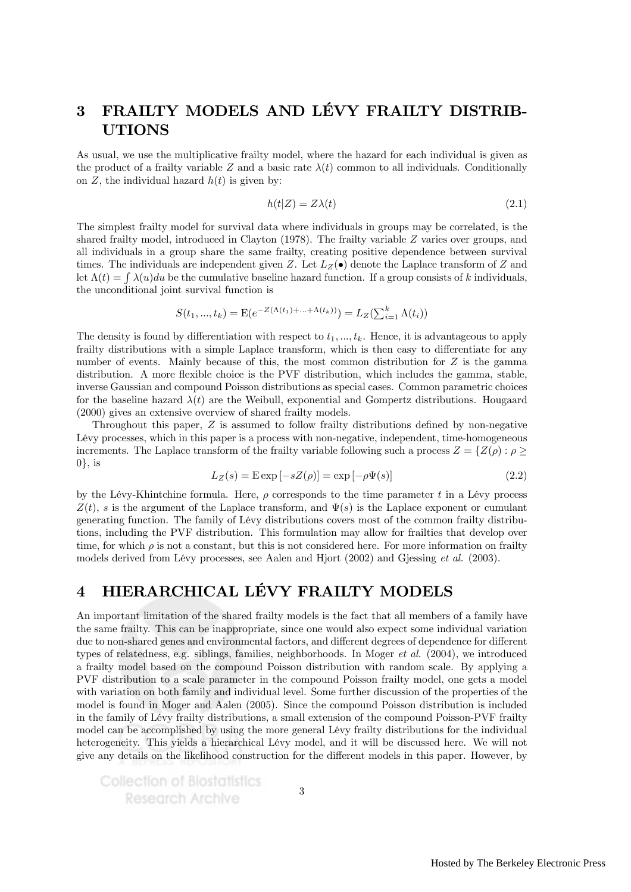# 3 FRAILTY MODELS AND LÉVY FRAILTY DISTRIBUTIONS

As usual, we use the multiplicative frailty model, where the hazard for each individual is given as the product of a frailty variable $Z$ and a basic rate $\lambda(t)$ common to all individuals. Conditionally on $Z$, the individual hazard $h(t)$ is given by:

$$h(t|Z) = Z\lambda(t) \tag{2.1}$$

The simplest frailty model for survival data where individuals in groups may be correlated, is the shared frailty model, introduced in Clayton (1978). The frailty variable $Z$ varies over groups, and all individuals in a group share the same frailty, creating positive dependence between survival times. The individuals are independent given $Z$. Let $L_Z(\bullet)$ denote the Laplace transform of $Z$ and let $\Lambda(t) = \int \lambda(u)du$ be the cumulative baseline hazard function. If a group consists of $k$ individuals, the unconditional joint survival function is

$$S(t_1, ..., t_k) = \mathrm{E}(e^{-Z(\Lambda(t_1)+...+\Lambda(t_k))}) = L_Z(\textstyle\sum_{i=1}^{k} \Lambda(t_i))$$

The density is found by differentiation with respect to $t_1, ..., t_k$. Hence, it is advantageous to apply frailty distributions with a simple Laplace transform, which is then easy to differentiate for any number of events. Mainly because of this, the most common distribution for $Z$ is the gamma distribution. A more flexible choice is the PVF distribution, which includes the gamma, stable, inverse Gaussian and compound Poisson distributions as special cases. Common parametric choices for the baseline hazard $\lambda(t)$ are the Weibull, exponential and Gompertz distributions. Hougaard (2000) gives an extensive overview of shared frailty models.

Throughout this paper, $Z$ is assumed to follow frailty distributions defined by non-negative Lévy processes, which in this paper is a process with non-negative, independent, time-homogeneous increments. The Laplace transform of the frailty variable following such a process $Z = \{Z(\rho) : \rho \geq 0\}$, is

$$L_Z(s) = \mathrm{E}\exp\left[-sZ(\rho)\right] = \exp\left[-\rho\Psi(s)\right] \tag{2.2}$$

by the Lévy-Khintchine formula. Here, $\rho$ corresponds to the time parameter $t$ in a Lévy process $Z(t)$, $s$ is the argument of the Laplace transform, and $\Psi(s)$ is the Laplace exponent or cumulant generating function. The family of Lévy distributions covers most of the common frailty distributions, including the PVF distribution. This formulation may allow for frailties that develop over time, for which $\rho$ is not a constant, but this is not considered here. For more information on frailty models derived from Lévy processes, see Aalen and Hjort (2002) and Gjessing *et al.* (2003).

# 4 HIERARCHICAL LÉVY FRAILTY MODELS

An important limitation of the shared frailty models is the fact that all members of a family have the same frailty. This can be inappropriate, since one would also expect some individual variation due to non-shared genes and environmental factors, and different degrees of dependence for different types of relatedness, e.g. siblings, families, neighborhoods. In Moger *et al.* (2004), we introduced a frailty model based on the compound Poisson distribution with random scale. By applying a PVF distribution to a scale parameter in the compound Poisson frailty model, one gets a model with variation on both family and individual level. Some further discussion of the properties of the model is found in Moger and Aalen (2005). Since the compound Poisson distribution is included in the family of Lévy frailty distributions, a small extension of the compound Poisson-PVF frailty model can be accomplished by using the more general Lévy frailty distributions for the individual heterogeneity. This yields a hierarchical Lévy model, and it will be discussed here. We will not give any details on the likelihood construction for the different models in this paper. However, by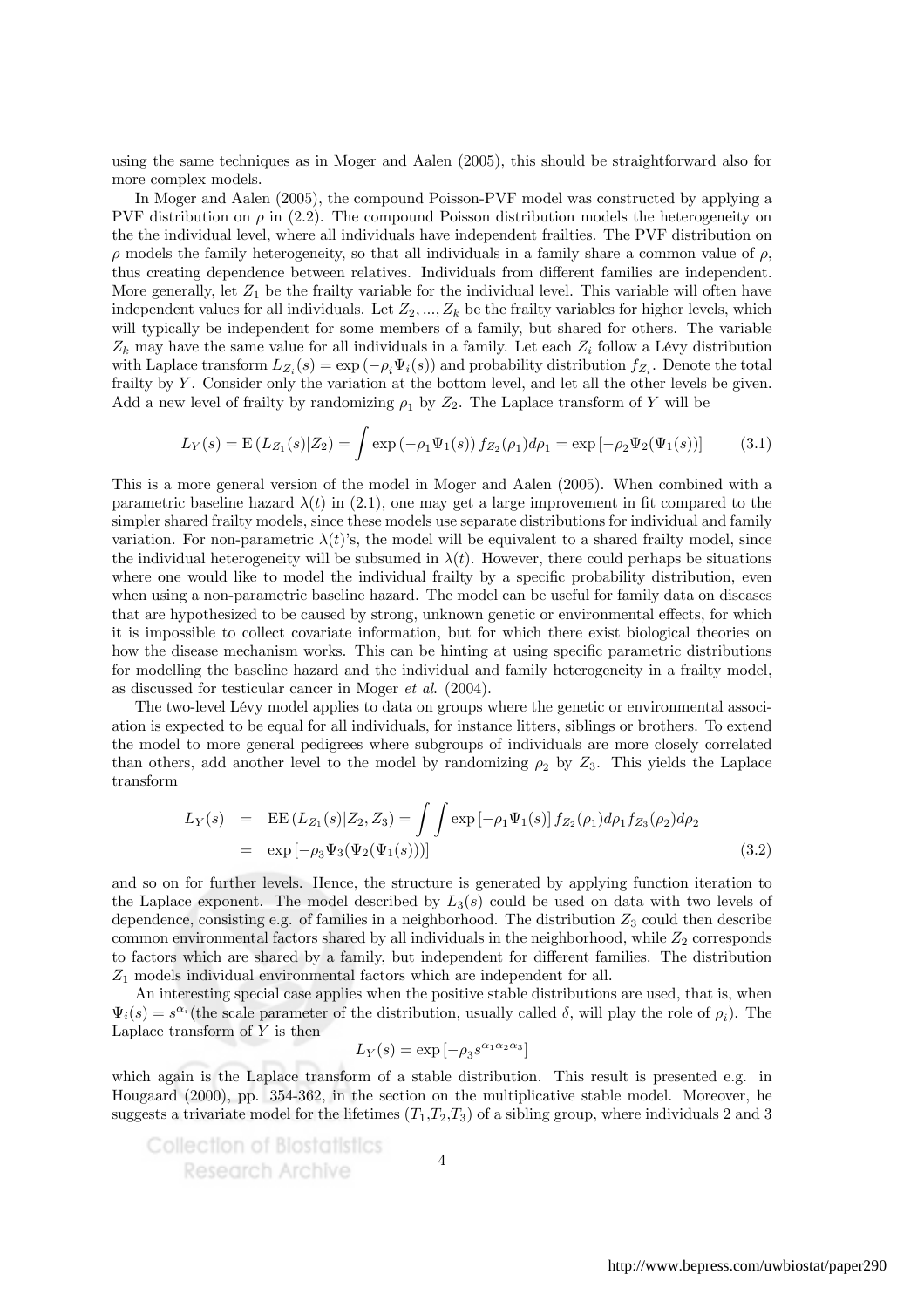using the same techniques as in Moger and Aalen (2005), this should be straightforward also for more complex models.

In Moger and Aalen (2005), the compound Poisson-PVF model was constructed by applying a PVF distribution on $\rho$ in (2.2). The compound Poisson distribution models the heterogeneity on the the individual level, where all individuals have independent frailties. The PVF distribution on $\rho$ models the family heterogeneity, so that all individuals in a family share a common value of $\rho$, thus creating dependence between relatives. Individuals from different families are independent. More generally, let $Z_1$ be the frailty variable for the individual level. This variable will often have independent values for all individuals. Let $Z_2, ..., Z_k$ be the frailty variables for higher levels, which will typically be independent for some members of a family, but shared for others. The variable $Z_k$ may have the same value for all individuals in a family. Let each $Z_i$ follow a Lévy distribution with Laplace transform $L_{Z_i}(s) = \exp(-\rho_i \Psi_i(s))$ and probability distribution $f_{Z_i}$. Denote the total frailty by $Y$. Consider only the variation at the bottom level, and let all the other levels be given. Add a new level of frailty by randomizing $\rho_1$ by $Z_2$. The Laplace transform of $Y$ will be

$$L_Y(s) = \mathrm{E}\left(L_{Z_1}(s)|Z_2\right) = \int \exp\left(-\rho_1 \Psi_1(s)\right) f_{Z_2}(\rho_1) d\rho_1 = \exp\left[-\rho_2 \Psi_2(\Psi_1(s))\right] \tag{3.1}$$

This is a more general version of the model in Moger and Aalen (2005). When combined with a parametric baseline hazard $\lambda(t)$ in (2.1), one may get a large improvement in fit compared to the simpler shared frailty models, since these models use separate distributions for individual and family variation. For non-parametric $\lambda(t)$'s, the model will be equivalent to a shared frailty model, since the individual heterogeneity will be subsumed in $\lambda(t)$. However, there could perhaps be situations where one would like to model the individual frailty by a specific probability distribution, even when using a non-parametric baseline hazard. The model can be useful for family data on diseases that are hypothesized to be caused by strong, unknown genetic or environmental effects, for which it is impossible to collect covariate information, but for which there exist biological theories on how the disease mechanism works. This can be hinting at using specific parametric distributions for modelling the baseline hazard and the individual and family heterogeneity in a frailty model, as discussed for testicular cancer in Moger *et al.* (2004).

The two-level Lévy model applies to data on groups where the genetic or environmental association is expected to be equal for all individuals, for instance litters, siblings or brothers. To extend the model to more general pedigrees where subgroups of individuals are more closely correlated than others, add another level to the model by randomizing $\rho_2$ by $Z_3$. This yields the Laplace transform

$$\begin{aligned} L_Y(s) &= \mathrm{EE}\left(L_{Z_1}(s)|Z_2, Z_3\right) = \int\int \exp\left[-\rho_1 \Psi_1(s)\right] f_{Z_2}(\rho_1) d\rho_1 f_{Z_3}(\rho_2) d\rho_2 \\ &= \exp\left[-\rho_3 \Psi_3(\Psi_2(\Psi_1(s)))\right] \end{aligned} \tag{3.2}$$

and so on for further levels. Hence, the structure is generated by applying function iteration to the Laplace exponent. The model described by $L_3(s)$ could be used on data with two levels of dependence, consisting e.g. of families in a neighborhood. The distribution $Z_3$ could then describe common environmental factors shared by all individuals in the neighborhood, while $Z_2$ corresponds to factors which are shared by a family, but independent for different families. The distribution $Z_1$ models individual environmental factors which are independent for all.

An interesting special case applies when the positive stable distributions are used, that is, when $\Psi_i(s) = s^{\alpha_i}$(the scale parameter of the distribution, usually called $\delta$, will play the role of $\rho_i$). The Laplace transform of $Y$ is then

$$L_Y(s) = \exp\left[-\rho_3 s^{\alpha_1 \alpha_2 \alpha_3}\right]$$

which again is the Laplace transform of a stable distribution. This result is presented e.g. in Hougaard (2000), pp. 354-362, in the section on the multiplicative stable model. Moreover, he suggests a trivariate model for the lifetimes ($T_1$,$T_2$,$T_3$) of a sibling group, where individuals 2 and 3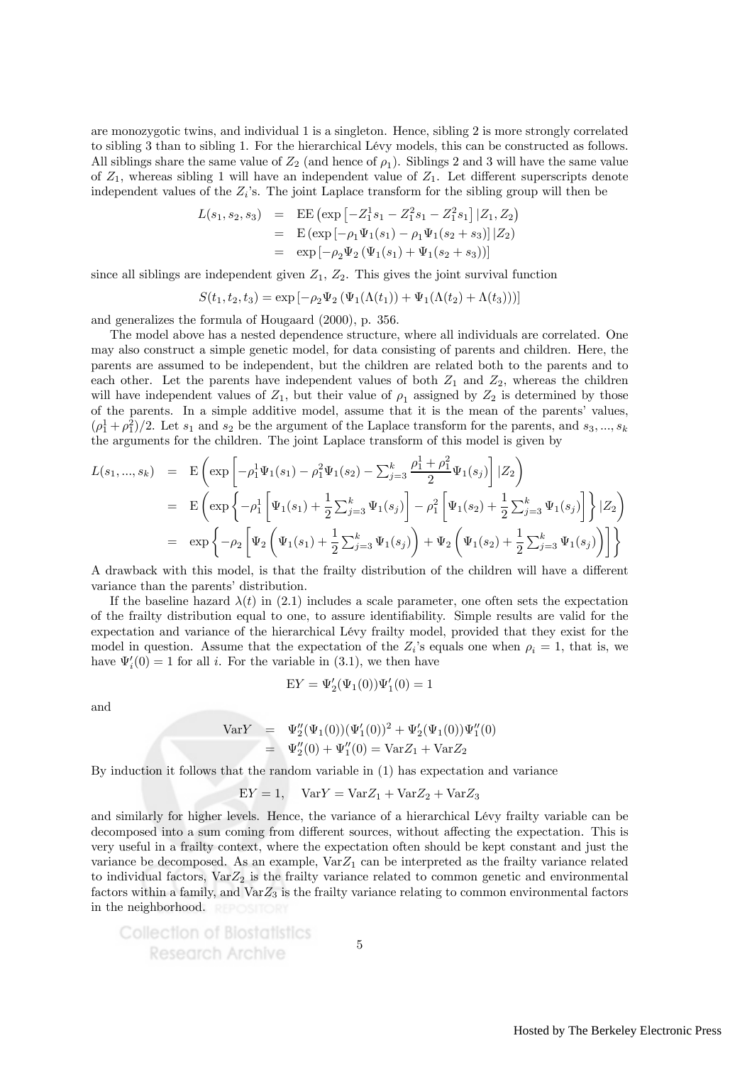are monozygotic twins, and individual 1 is a singleton. Hence, sibling 2 is more strongly correlated to sibling 3 than to sibling 1. For the hierarchical Lévy models, this can be constructed as follows. All siblings share the same value of $Z_2$ (and hence of $\rho_1$). Siblings 2 and 3 will have the same value of $Z_1$, whereas sibling 1 will have an independent value of $Z_1$. Let different superscripts denote independent values of the $Z_i$'s. The joint Laplace transform for the sibling group will then be

$$
\begin{aligned}
L(s_1, s_2, s_3) &= \mathrm{EE}\left(\exp\left[-Z_1^1 s_1 - Z_1^2 s_1 - Z_1^2 s_1\right] | Z_1, Z_2\right) \\
&= \mathrm{E}\left(\exp\left[-\rho_1 \Psi_1(s_1) - \rho_1 \Psi_1(s_2 + s_3)\right] | Z_2\right) \\
&= \exp\left[-\rho_2 \Psi_2\left(\Psi_1(s_1) + \Psi_1(s_2 + s_3)\right)\right]
\end{aligned}
$$

since all siblings are independent given $Z_1$, $Z_2$. This gives the joint survival function

$$
S(t_1, t_2, t_3) = \exp\left[-\rho_2 \Psi_2\left(\Psi_1(\Lambda(t_1)) + \Psi_1(\Lambda(t_2) + \Lambda(t_3))\right)\right]
$$

and generalizes the formula of Hougaard (2000), p. 356.

The model above has a nested dependence structure, where all individuals are correlated. One may also construct a simple genetic model, for data consisting of parents and children. Here, the parents are assumed to be independent, but the children are related both to the parents and to each other. Let the parents have independent values of both $Z_1$ and $Z_2$, whereas the children will have independent values of $Z_1$, but their value of $\rho_1$ assigned by $Z_2$ is determined by those of the parents. In a simple additive model, assume that it is the mean of the parents' values, $(\rho_1^1 + \rho_1^2)/2$. Let $s_1$ and $s_2$ be the argument of the Laplace transform for the parents, and $s_3, ..., s_k$ the arguments for the children. The joint Laplace transform of this model is given by

$$
\begin{aligned}
L(s_1, ..., s_k) &= \mathrm{E}\left(\exp\left[-\rho_1^1 \Psi_1(s_1) - \rho_1^2 \Psi_1(s_2) - \textstyle\sum_{j=3}^k \frac{\rho_1^1 + \rho_1^2}{2} \Psi_1(s_j)\right] | Z_2\right) \\
&= \mathrm{E}\left(\exp\left\{-\rho_1^1 \left[\Psi_1(s_1) + \frac{1}{2} \textstyle\sum_{j=3}^k \Psi_1(s_j)\right] - \rho_1^2 \left[\Psi_1(s_2) + \frac{1}{2} \textstyle\sum_{j=3}^k \Psi_1(s_j)\right]\right\} | Z_2\right) \\
&= \exp\left\{-\rho_2 \left[\Psi_2\left(\Psi_1(s_1) + \frac{1}{2} \textstyle\sum_{j=3}^k \Psi_1(s_j)\right) + \Psi_2\left(\Psi_1(s_2) + \frac{1}{2} \textstyle\sum_{j=3}^k \Psi_1(s_j)\right)\right]\right\}
\end{aligned}
$$

A drawback with this model, is that the frailty distribution of the children will have a different variance than the parents' distribution.

If the baseline hazard $\lambda(t)$ in (2.1) includes a scale parameter, one often sets the expectation of the frailty distribution equal to one, to assure identifiability. Simple results are valid for the expectation and variance of the hierarchical Lévy frailty model, provided that they exist for the model in question. Assume that the expectation of the $Z_i$'s equals one when $\rho_i = 1$, that is, we have $\Psi_i'(0) = 1$ for all $i$. For the variable in (3.1), we then have

$$
\mathrm{E}Y = \Psi_2'(\Psi_1(0))\Psi_1'(0) = 1
$$

and

$$
\begin{aligned}
\mathrm{Var}Y &= \Psi_2''(\Psi_1(0))(\Psi_1'(0))^2 + \Psi_2'(\Psi_1(0))\Psi_1''(0) \\
&= \Psi_2''(0) + \Psi_1''(0) = \mathrm{Var}Z_1 + \mathrm{Var}Z_2
\end{aligned}
$$

By induction it follows that the random variable in (1) has expectation and variance

$$
\mathrm{E}Y = 1, \quad \mathrm{Var}Y = \mathrm{Var}Z_1 + \mathrm{Var}Z_2 + \mathrm{Var}Z_3
$$

and similarly for higher levels. Hence, the variance of a hierarchical Lévy frailty variable can be decomposed into a sum coming from different sources, without affecting the expectation. This is very useful in a frailty context, where the expectation often should be kept constant and just the variance be decomposed. As an example, $\mathrm{Var}Z_1$ can be interpreted as the frailty variance related to individual factors, $\mathrm{Var}Z_2$ is the frailty variance related to common genetic and environmental factors within a family, and $\mathrm{Var}Z_3$ is the frailty variance relating to common environmental factors in the neighborhood.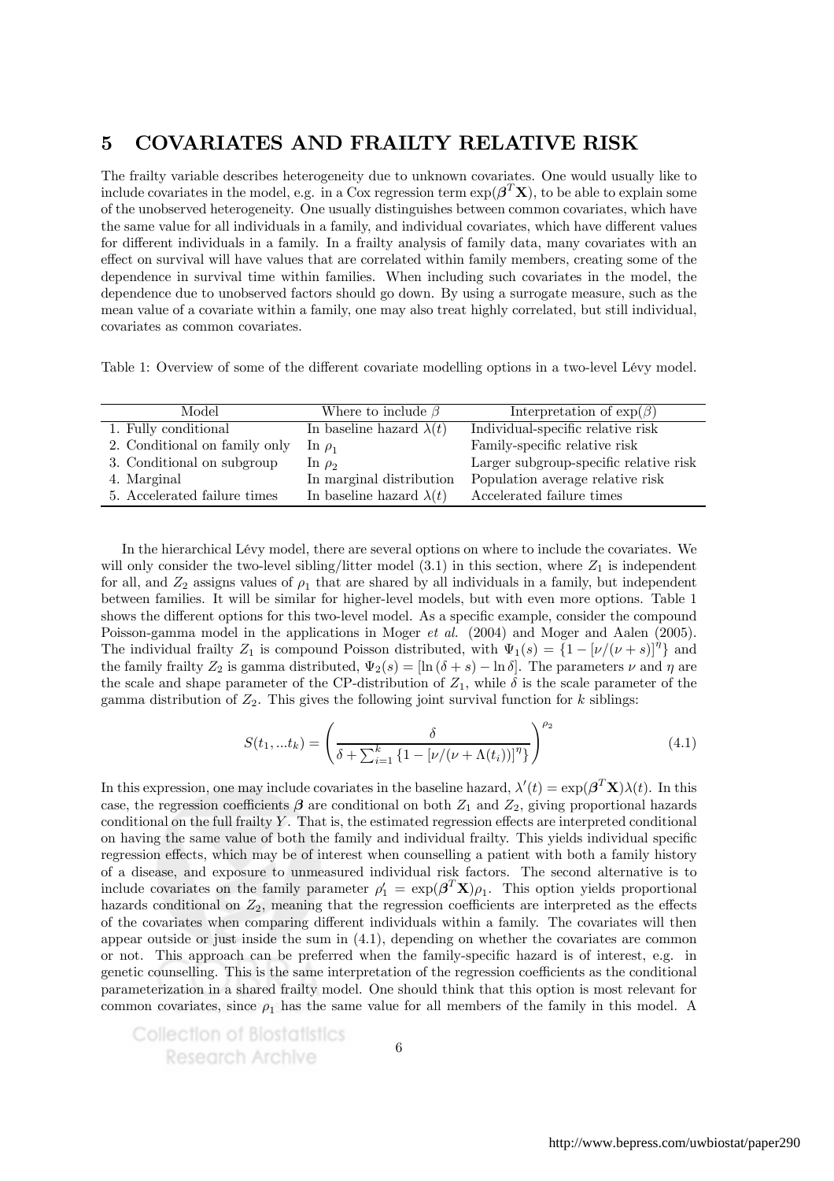# 5 COVARIATES AND FRAILTY RELATIVE RISK

The frailty variable describes heterogeneity due to unknown covariates. One would usually like to include covariates in the model, e.g. in a Cox regression term $\exp(\boldsymbol{\beta}^T\mathbf{X})$, to be able to explain some of the unobserved heterogeneity. One usually distinguishes between common covariates, which have the same value for all individuals in a family, and individual covariates, which have different values for different individuals in a family. In a frailty analysis of family data, many covariates with an effect on survival will have values that are correlated within family members, creating some of the dependence in survival time within families. When including such covariates in the model, the dependence due to unobserved factors should go down. By using a surrogate measure, such as the mean value of a covariate within a family, one may also treat highly correlated, but still individual, covariates as common covariates.

Table 1: Overview of some of the different covariate modelling options in a two-level Lévy model.

| Model | Where to include $\beta$ | Interpretation of $\exp(\beta)$ |
|---|---|---|
| 1. Fully conditional | In baseline hazard $\lambda(t)$ | Individual-specific relative risk |
| 2. Conditional on family only | In $\rho_1$ | Family-specific relative risk |
| 3. Conditional on subgroup | In $\rho_2$ | Larger subgroup-specific relative risk |
| 4. Marginal | In marginal distribution | Population average relative risk |
| 5. Accelerated failure times | In baseline hazard $\lambda(t)$ | Accelerated failure times |

In the hierarchical Lévy model, there are several options on where to include the covariates. We will only consider the two-level sibling/litter model (3.1) in this section, where $Z_1$ is independent for all, and $Z_2$ assigns values of $\rho_1$ that are shared by all individuals in a family, but independent between families. It will be similar for higher-level models, but with even more options. Table 1 shows the different options for this two-level model. As a specific example, consider the compound Poisson-gamma model in the applications in Moger *et al.* (2004) and Moger and Aalen (2005). The individual frailty $Z_1$ is compound Poisson distributed, with $\Psi_1(s) = \{1 - [\nu/(\nu+s)]^\eta\}$ and the family frailty $Z_2$ is gamma distributed, $\Psi_2(s) = [\ln(\delta+s) - \ln\delta]$. The parameters $\nu$ and $\eta$ are the scale and shape parameter of the CP-distribution of $Z_1$, while $\delta$ is the scale parameter of the gamma distribution of $Z_2$. This gives the following joint survival function for $k$ siblings:

$$S(t_1, ...t_k) = \left(\frac{\delta}{\delta + \sum_{i=1}^{k}\{1 - [\nu/(\nu + \Lambda(t_i))]^\eta\}}\right)^{\rho_2} \tag{4.1}$$

In this expression, one may include covariates in the baseline hazard, $\lambda'(t) = \exp(\boldsymbol{\beta}^T\mathbf{X})\lambda(t)$. In this case, the regression coefficients $\boldsymbol{\beta}$ are conditional on both $Z_1$ and $Z_2$, giving proportional hazards conditional on the full frailty $Y$. That is, the estimated regression effects are interpreted conditional on having the same value of both the family and individual frailty. This yields individual specific regression effects, which may be of interest when counselling a patient with both a family history of a disease, and exposure to unmeasured individual risk factors. The second alternative is to include covariates on the family parameter $\rho_1' = \exp(\boldsymbol{\beta}^T\mathbf{X})\rho_1$. This option yields proportional hazards conditional on $Z_2$, meaning that the regression coefficients are interpreted as the effects of the covariates when comparing different individuals within a family. The covariates will then appear outside or just inside the sum in (4.1), depending on whether the covariates are common or not. This approach can be preferred when the family-specific hazard is of interest, e.g. in genetic counselling. This is the same interpretation of the regression coefficients as the conditional parameterization in a shared frailty model. One should think that this option is most relevant for common covariates, since $\rho_1$ has the same value for all members of the family in this model. A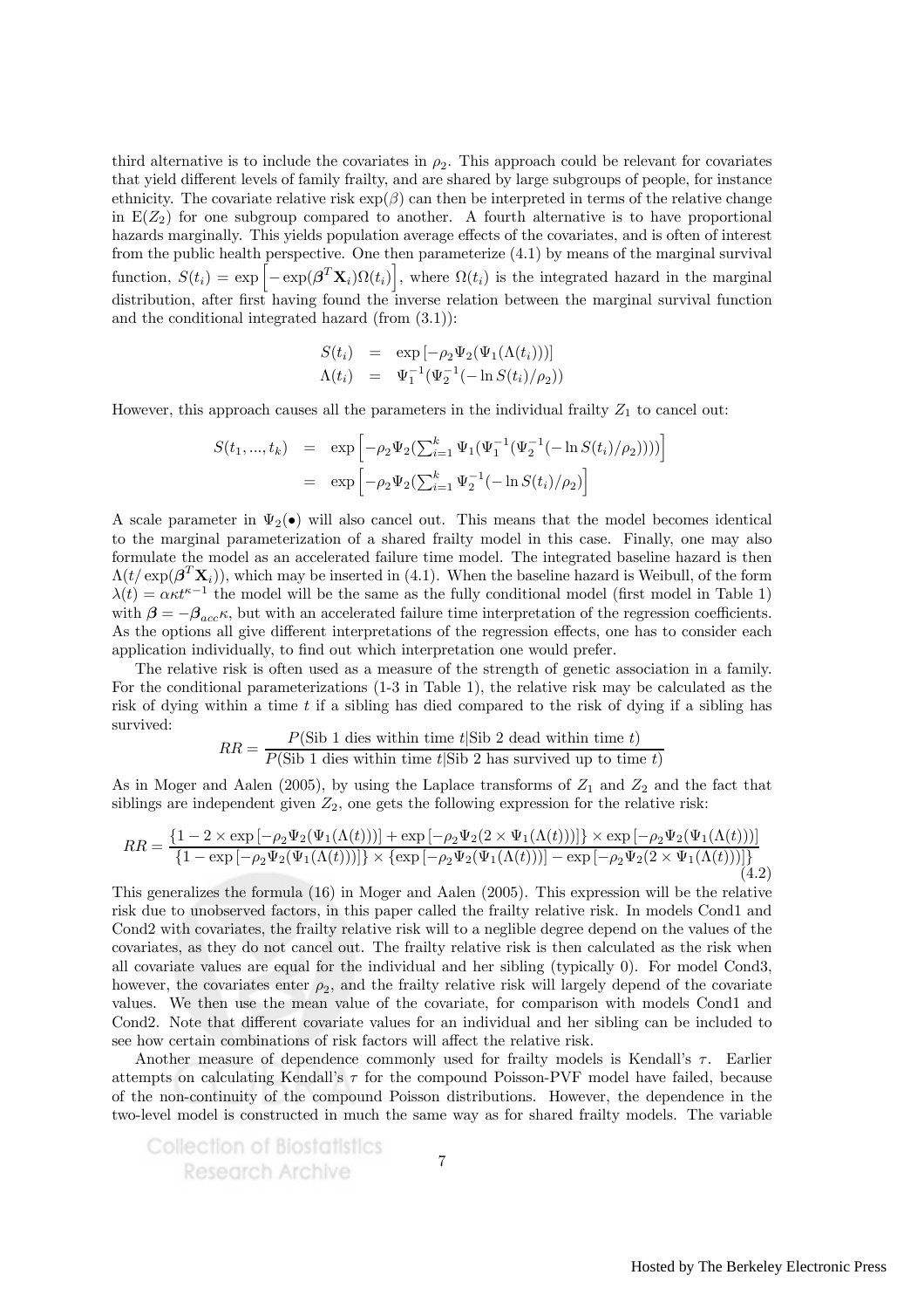third alternative is to include the covariates in $\rho_2$. This approach could be relevant for covariates that yield different levels of family frailty, and are shared by large subgroups of people, for instance ethnicity. The covariate relative risk $\exp(\beta)$ can then be interpreted in terms of the relative change in $\mathrm{E}(Z_2)$ for one subgroup compared to another. A fourth alternative is to have proportional hazards marginally. This yields population average effects of the covariates, and is often of interest from the public health perspective. One then parameterize (4.1) by means of the marginal survival function, $S(t_i) = \exp\left[-\exp(\boldsymbol{\beta}^T \mathbf{X}_i)\Omega(t_i)\right]$, where $\Omega(t_i)$ is the integrated hazard in the marginal distribution, after first having found the inverse relation between the marginal survival function and the conditional integrated hazard (from (3.1)):

$$
\begin{aligned}
S(t_i) &= \exp\left[-\rho_2 \Psi_2(\Psi_1(\Lambda(t_i)))\right] \\
\Lambda(t_i) &= \Psi_1^{-1}(\Psi_2^{-1}(-\ln S(t_i)/\rho_2))
\end{aligned}
$$

However, this approach causes all the parameters in the individual frailty $Z_1$ to cancel out:

$$
\begin{aligned}
S(t_1, ..., t_k) &= \exp\left[-\rho_2 \Psi_2(\textstyle\sum_{i=1}^{k} \Psi_1(\Psi_1^{-1}(\Psi_2^{-1}(-\ln S(t_i)/\rho_2))))\right] \\
&= \exp\left[-\rho_2 \Psi_2(\textstyle\sum_{i=1}^{k} \Psi_2^{-1}(-\ln S(t_i)/\rho_2)\right]
\end{aligned}
$$

A scale parameter in $\Psi_2(\bullet)$ will also cancel out. This means that the model becomes identical to the marginal parameterization of a shared frailty model in this case. Finally, one may also formulate the model as an accelerated failure time model. The integrated baseline hazard is then $\Lambda(t/\exp(\boldsymbol{\beta}^T \mathbf{X}_i))$, which may be inserted in (4.1). When the baseline hazard is Weibull, of the form $\lambda(t) = \alpha \kappa t^{\kappa-1}$ the model will be the same as the fully conditional model (first model in Table 1) with $\boldsymbol{\beta} = -\boldsymbol{\beta}_{acc}\kappa$, but with an accelerated failure time interpretation of the regression coefficients. As the options all give different interpretations of the regression effects, one has to consider each application individually, to find out which interpretation one would prefer.

The relative risk is often used as a measure of the strength of genetic association in a family. For the conditional parameterizations (1-3 in Table 1), the relative risk may be calculated as the risk of dying within a time $t$ if a sibling has died compared to the risk of dying if a sibling has survived:

$$
RR = \frac{P(\text{Sib 1 dies within time } t | \text{Sib 2 dead within time } t)}{P(\text{Sib 1 dies within time } t | \text{Sib 2 has survived up to time } t)}
$$

As in Moger and Aalen (2005), by using the Laplace transforms of $Z_1$ and $Z_2$ and the fact that siblings are independent given $Z_2$, one gets the following expression for the relative risk:

$$
RR = \frac{\{1 - 2 \times \exp\left[-\rho_2 \Psi_2(\Psi_1(\Lambda(t)))\right] + \exp\left[-\rho_2 \Psi_2(2 \times \Psi_1(\Lambda(t)))\right]\} \times \exp\left[-\rho_2 \Psi_2(\Psi_1(\Lambda(t)))\right]}{\{1 - \exp\left[-\rho_2 \Psi_2(\Psi_1(\Lambda(t)))\right]\} \times \{\exp\left[-\rho_2 \Psi_2(\Psi_1(\Lambda(t)))\right] - \exp\left[-\rho_2 \Psi_2(2 \times \Psi_1(\Lambda(t)))\right]\}} \tag{4.2}
$$

This generalizes the formula (16) in Moger and Aalen (2005). This expression will be the relative risk due to unobserved factors, in this paper called the frailty relative risk. In models Cond1 and Cond2 with covariates, the frailty relative risk will to a neglible degree depend on the values of the covariates, as they do not cancel out. The frailty relative risk is then calculated as the risk when all covariate values are equal for the individual and her sibling (typically 0). For model Cond3, however, the covariates enter $\rho_2$, and the frailty relative risk will largely depend of the covariate values. We then use the mean value of the covariate, for comparison with models Cond1 and Cond2. Note that different covariate values for an individual and her sibling can be included to see how certain combinations of risk factors will affect the relative risk.

Another measure of dependence commonly used for frailty models is Kendall's $\tau$. Earlier attempts on calculating Kendall's $\tau$ for the compound Poisson-PVF model have failed, because of the non-continuity of the compound Poisson distributions. However, the dependence in the two-level model is constructed in much the same way as for shared frailty models. The variable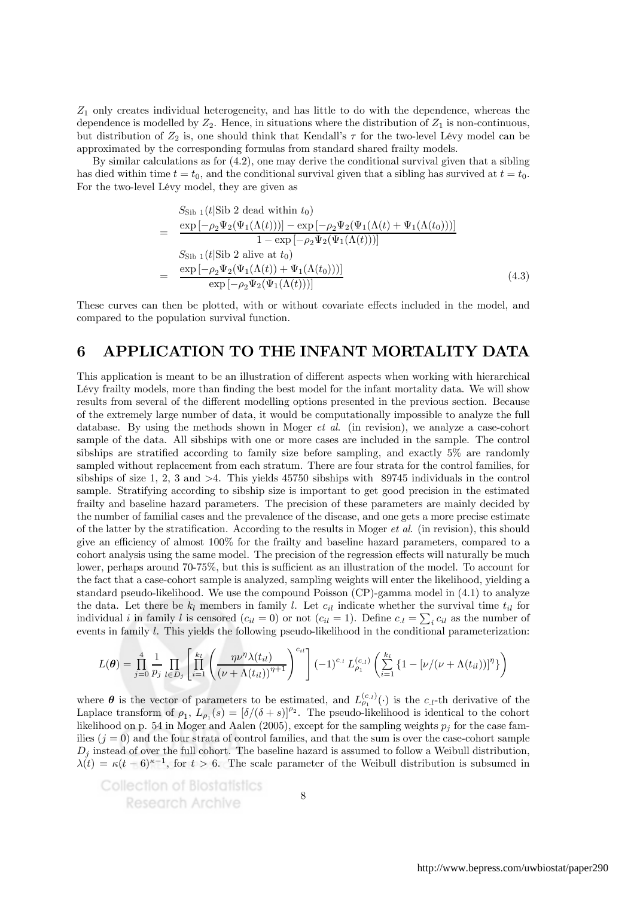$Z_1$ only creates individual heterogeneity, and has little to do with the dependence, whereas the dependence is modelled by $Z_2$. Hence, in situations where the distribution of $Z_1$ is non-continuous, but distribution of $Z_2$ is, one should think that Kendall's $\tau$ for the two-level Lévy model can be approximated by the corresponding formulas from standard shared frailty models.

By similar calculations as for (4.2), one may derive the conditional survival given that a sibling has died within time $t = t_0$, and the conditional survival given that a sibling has survived at $t = t_0$. For the two-level Lévy model, they are given as

$$
\begin{aligned}
& S_{\text{Sib 1}}(t|\text{Sib 2 dead within } t_0) \\
= \;& \frac{\exp\left[-\rho_2\Psi_2(\Psi_1(\Lambda(t)))\right] - \exp\left[-\rho_2\Psi_2(\Psi_1(\Lambda(t) + \Psi_1(\Lambda(t_0))))\right]}{1 - \exp\left[-\rho_2\Psi_2(\Psi_1(\Lambda(t)))\right]} \\
& S_{\text{Sib 1}}(t|\text{Sib 2 alive at } t_0) \\
= \;& \frac{\exp\left[-\rho_2\Psi_2(\Psi_1(\Lambda(t)) + \Psi_1(\Lambda(t_0)))\right]}{\exp\left[-\rho_2\Psi_2(\Psi_1(\Lambda(t)))\right]} \qquad (4.3)
\end{aligned}
$$

These curves can then be plotted, with or without covariate effects included in the model, and compared to the population survival function.

# 6 APPLICATION TO THE INFANT MORTALITY DATA

This application is meant to be an illustration of different aspects when working with hierarchical Lévy frailty models, more than finding the best model for the infant mortality data. We will show results from several of the different modelling options presented in the previous section. Because of the extremely large number of data, it would be computationally impossible to analyze the full database. By using the methods shown in Moger *et al*. (in revision), we analyze a case-cohort sample of the data. All sibships with one or more cases are included in the sample. The control sibships are stratified according to family size before sampling, and exactly 5% are randomly sampled without replacement from each stratum. There are four strata for the control families, for sibships of size 1, 2, 3 and >4. This yields 45750 sibships with 89745 individuals in the control sample. Stratifying according to sibship size is important to get good precision in the estimated frailty and baseline hazard parameters. The precision of these parameters are mainly decided by the number of familial cases and the prevalence of the disease, and one gets a more precise estimate of the latter by the stratification. According to the results in Moger *et al*. (in revision), this should give an efficiency of almost 100% for the frailty and baseline hazard parameters, compared to a cohort analysis using the same model. The precision of the regression effects will naturally be much lower, perhaps around 70-75%, but this is sufficient as an illustration of the model. To account for the fact that a case-cohort sample is analyzed, sampling weights will enter the likelihood, yielding a standard pseudo-likelihood. We use the compound Poisson (CP)-gamma model in (4.1) to analyze the data. Let there be $k_l$ members in family $l$. Let $c_{il}$ indicate whether the survival time $t_{il}$ for individual $i$ in family $l$ is censored ($c_{il} = 0$) or not ($c_{il} = 1$). Define $c_{.l} = \sum_i c_{il}$ as the number of events in family $l$. This yields the following pseudo-likelihood in the conditional parameterization:

$$
L(\boldsymbol{\theta}) = \prod_{j=0}^{4} \frac{1}{p_j} \prod_{l \in D_j} \left[ \prod_{i=1}^{k_l} \left( \frac{\eta\nu^\eta \lambda(t_{il})}{(\nu + \Lambda(t_{il}))^{\eta+1}} \right)^{c_{il}} \right] (-1)^{c_{.l}} \, L_{\rho_1}^{(c_{.l})} \left( \sum_{i=1}^{k_i} \{1 - [\nu/(\nu + \Lambda(t_{il}))]^\eta\} \right)
$$

where $\boldsymbol{\theta}$ is the vector of parameters to be estimated, and $L_{\rho_1}^{(c_{.l})}(\cdot)$ is the $c_{.l}$-th derivative of the Laplace transform of $\rho_1$, $L_{\rho_1}(s) = [\delta/(\delta + s)]^{\rho_2}$. The pseudo-likelihood is identical to the cohort likelihood on p. 54 in Moger and Aalen (2005), except for the sampling weights $p_j$ for the case families ($j = 0$) and the four strata of control families, and that the sum is over the case-cohort sample $D_j$ instead of over the full cohort. The baseline hazard is assumed to follow a Weibull distribution, $\lambda(t) = \kappa(t - 6)^{\kappa - 1}$, for $t > 6$. The scale parameter of the Weibull distribution is subsumed in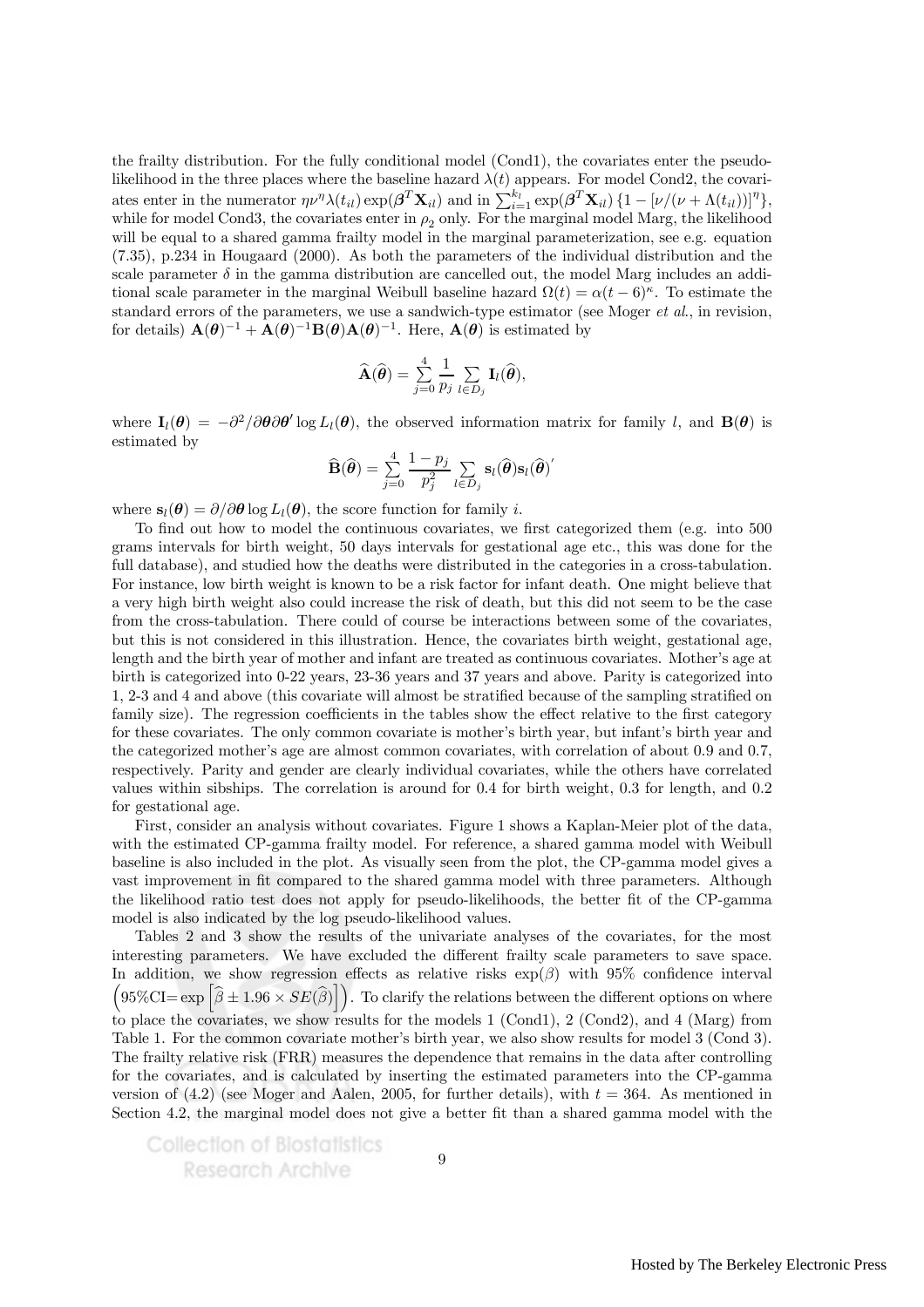the frailty distribution. For the fully conditional model (Cond1), the covariates enter the pseudo-likelihood in the three places where the baseline hazard $\lambda(t)$ appears. For model Cond2, the covariates enter in the numerator $\eta\nu^{\eta}\lambda(t_{il})\exp(\boldsymbol{\beta}^T\mathbf{X}_{il})$ and in $\sum_{i=1}^{k_l}\exp(\boldsymbol{\beta}^T\mathbf{X}_{il})\left\{1-[\nu/(\nu+\Lambda(t_{il}))]^{\eta}\right\}$, while for model Cond3, the covariates enter in $\rho_2$ only. For the marginal model Marg, the likelihood will be equal to a shared gamma frailty model in the marginal parameterization, see e.g. equation (7.35), p.234 in Hougaard (2000). As both the parameters of the individual distribution and the scale parameter $\delta$ in the gamma distribution are cancelled out, the model Marg includes an additional scale parameter in the marginal Weibull baseline hazard $\Omega(t) = \alpha(t-6)^{\kappa}$. To estimate the standard errors of the parameters, we use a sandwich-type estimator (see Moger *et al.*, in revision, for details) $\mathbf{A}(\boldsymbol{\theta})^{-1} + \mathbf{A}(\boldsymbol{\theta})^{-1}\mathbf{B}(\boldsymbol{\theta})\mathbf{A}(\boldsymbol{\theta})^{-1}$. Here, $\mathbf{A}(\boldsymbol{\theta})$ is estimated by

$$\widehat{\mathbf{A}}(\widehat{\boldsymbol{\theta}}) = \sum_{j=0}^{4}\frac{1}{p_j}\sum_{l\in D_j}\mathbf{I}_l(\widehat{\boldsymbol{\theta}}),$$

where $\mathbf{I}_l(\boldsymbol{\theta}) = -\partial^2/\partial\boldsymbol{\theta}\partial\boldsymbol{\theta}'\log L_l(\boldsymbol{\theta})$, the observed information matrix for family $l$, and $\mathbf{B}(\boldsymbol{\theta})$ is estimated by

$$\widehat{\mathbf{B}}(\widehat{\boldsymbol{\theta}}) = \sum_{j=0}^{4}\frac{1-p_j}{p_j^2}\sum_{l\in D_j}\mathbf{s}_l(\widehat{\boldsymbol{\theta}})\mathbf{s}_l(\widehat{\boldsymbol{\theta}})'$$

where $\mathbf{s}_l(\boldsymbol{\theta}) = \partial/\partial\boldsymbol{\theta}\log L_l(\boldsymbol{\theta})$, the score function for family $i$.

To find out how to model the continuous covariates, we first categorized them (e.g. into 500 grams intervals for birth weight, 50 days intervals for gestational age etc., this was done for the full database), and studied how the deaths were distributed in the categories in a cross-tabulation. For instance, low birth weight is known to be a risk factor for infant death. One might believe that a very high birth weight also could increase the risk of death, but this did not seem to be the case from the cross-tabulation. There could of course be interactions between some of the covariates, but this is not considered in this illustration. Hence, the covariates birth weight, gestational age, length and the birth year of mother and infant are treated as continuous covariates. Mother's age at birth is categorized into 0-22 years, 23-36 years and 37 years and above. Parity is categorized into 1, 2-3 and 4 and above (this covariate will almost be stratified because of the sampling stratified on family size). The regression coefficients in the tables show the effect relative to the first category for these covariates. The only common covariate is mother's birth year, but infant's birth year and the categorized mother's age are almost common covariates, with correlation of about 0.9 and 0.7, respectively. Parity and gender are clearly individual covariates, while the others have correlated values within sibships. The correlation is around for 0.4 for birth weight, 0.3 for length, and 0.2 for gestational age.

First, consider an analysis without covariates. Figure 1 shows a Kaplan-Meier plot of the data, with the estimated CP-gamma frailty model. For reference, a shared gamma model with Weibull baseline is also included in the plot. As visually seen from the plot, the CP-gamma model gives a vast improvement in fit compared to the shared gamma model with three parameters. Although the likelihood ratio test does not apply for pseudo-likelihoods, the better fit of the CP-gamma model is also indicated by the log pseudo-likelihood values.

Tables 2 and 3 show the results of the univariate analyses of the covariates, for the most interesting parameters. We have excluded the different frailty scale parameters to save space. In addition, we show regression effects as relative risks $\exp(\beta)$ with 95% confidence interval $\left(95\%\text{CI}=\exp\left[\widehat{\beta}\pm 1.96\times SE(\widehat{\beta})\right]\right)$. To clarify the relations between the different options on where to place the covariates, we show results for the models 1 (Cond1), 2 (Cond2), and 4 (Marg) from Table 1. For the common covariate mother's birth year, we also show results for model 3 (Cond 3). The frailty relative risk (FRR) measures the dependence that remains in the data after controlling for the covariates, and is calculated by inserting the estimated parameters into the CP-gamma version of (4.2) (see Moger and Aalen, 2005, for further details), with $t = 364$. As mentioned in Section 4.2, the marginal model does not give a better fit than a shared gamma model with the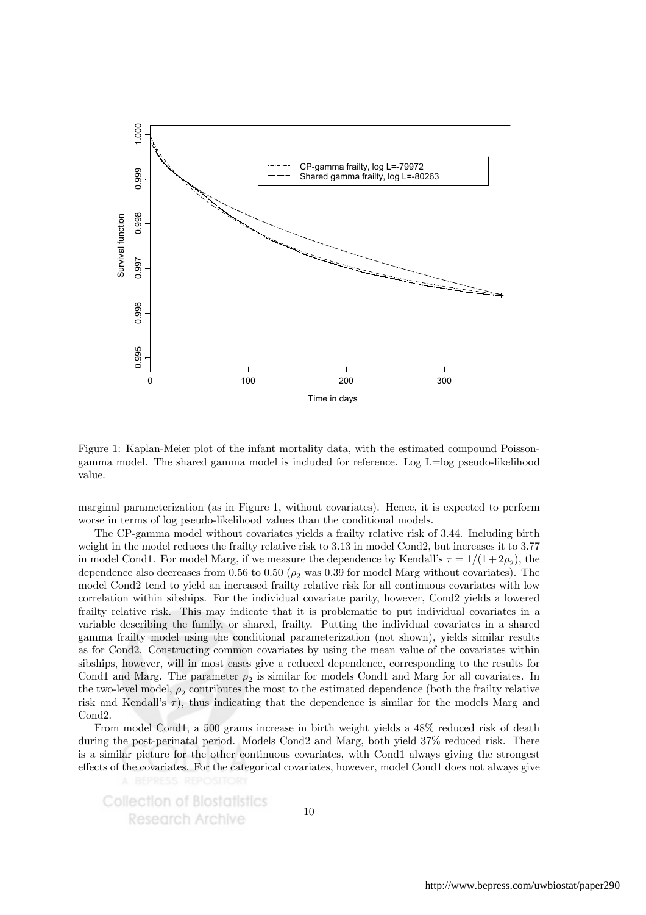Figure 1: Kaplan-Meier plot of the infant mortality data, with the estimated compound Poisson-gamma model. The shared gamma model is included for reference. Log L=log pseudo-likelihood value.

marginal parameterization (as in Figure 1, without covariates). Hence, it is expected to perform worse in terms of log pseudo-likelihood values than the conditional models.

The CP-gamma model without covariates yields a frailty relative risk of 3.44. Including birth weight in the model reduces the frailty relative risk to 3.13 in model Cond2, but increases it to 3.77 in model Cond1. For model Marg, if we measure the dependence by Kendall's $\tau = 1/(1+2\rho_2)$, the dependence also decreases from 0.56 to 0.50 ($\rho_2$ was 0.39 for model Marg without covariates). The model Cond2 tend to yield an increased frailty relative risk for all continuous covariates with low correlation within sibships. For the individual covariate parity, however, Cond2 yields a lowered frailty relative risk. This may indicate that it is problematic to put individual covariates in a variable describing the family, or shared, frailty. Putting the individual covariates in a shared gamma frailty model using the conditional parameterization (not shown), yields similar results as for Cond2. Constructing common covariates by using the mean value of the covariates within sibships, however, will in most cases give a reduced dependence, corresponding to the results for Cond1 and Marg. The parameter $\rho_2$ is similar for models Cond1 and Marg for all covariates. In the two-level model, $\rho_2$ contributes the most to the estimated dependence (both the frailty relative risk and Kendall's $\tau$), thus indicating that the dependence is similar for the models Marg and Cond2.

From model Cond1, a 500 grams increase in birth weight yields a 48% reduced risk of death during the post-perinatal period. Models Cond2 and Marg, both yield 37% reduced risk. There is a similar picture for the other continuous covariates, with Cond1 always giving the strongest effects of the covariates. For the categorical covariates, however, model Cond1 does not always give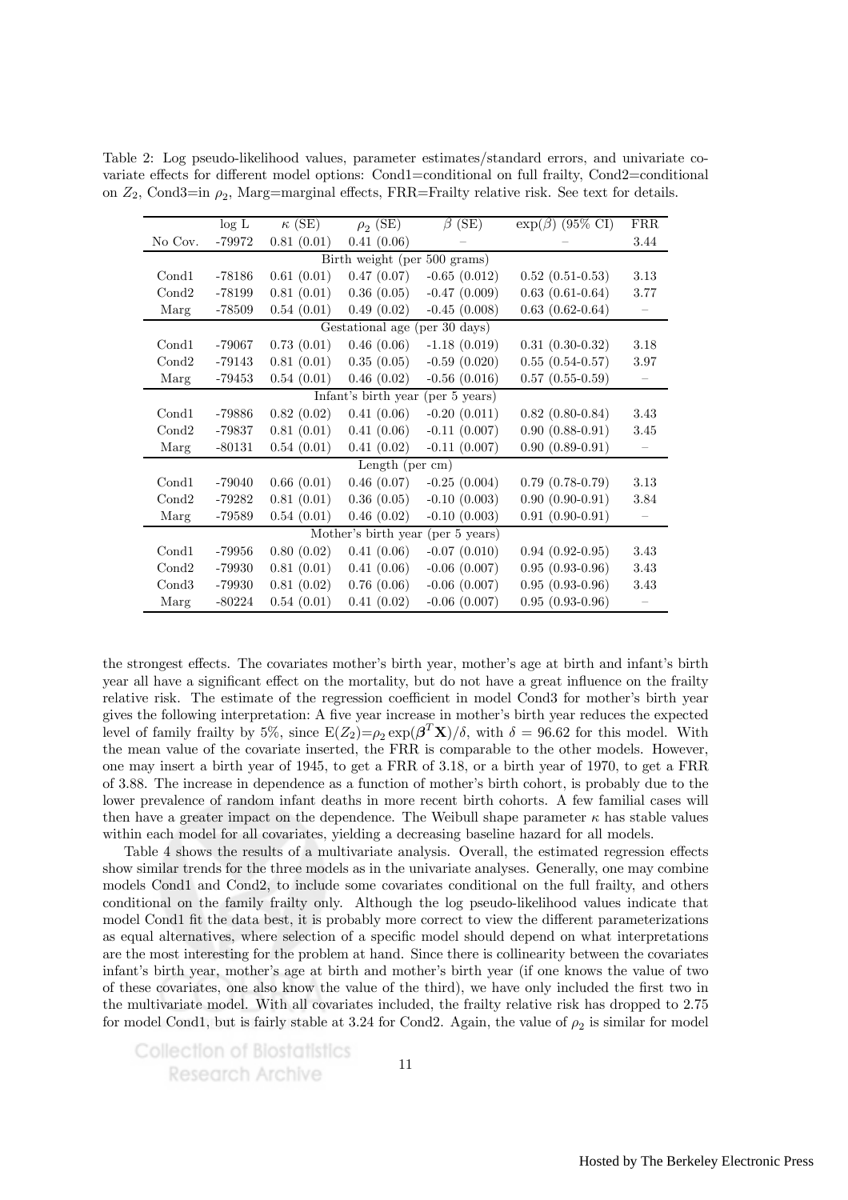Table 2: Log pseudo-likelihood values, parameter estimates/standard errors, and univariate covariate effects for different model options: Cond1=conditional on full frailty, Cond2=conditional on $Z_2$, Cond3=in $\rho_2$, Marg=marginal effects, FRR=Frailty relative risk. See text for details.

| | log L | $\kappa$ (SE) | $\rho_2$ (SE) | $\beta$ (SE) | $\exp(\beta)$ (95% CI) | FRR |
|---|---|---|---|---|---|---|
| No Cov. | -79972 | 0.81 (0.01) | 0.41 (0.06) | – | – | 3.44 |
| Birth weight (per 500 grams) | | | | | | |
| Cond1 | -78186 | 0.61 (0.01) | 0.47 (0.07) | -0.65 (0.012) | 0.52 (0.51-0.53) | 3.13 |
| Cond2 | -78199 | 0.81 (0.01) | 0.36 (0.05) | -0.47 (0.009) | 0.63 (0.61-0.64) | 3.77 |
| Marg | -78509 | 0.54 (0.01) | 0.49 (0.02) | -0.45 (0.008) | 0.63 (0.62-0.64) | – |
| Gestational age (per 30 days) | | | | | | |
| Cond1 | -79067 | 0.73 (0.01) | 0.46 (0.06) | -1.18 (0.019) | 0.31 (0.30-0.32) | 3.18 |
| Cond2 | -79143 | 0.81 (0.01) | 0.35 (0.05) | -0.59 (0.020) | 0.55 (0.54-0.57) | 3.97 |
| Marg | -79453 | 0.54 (0.01) | 0.46 (0.02) | -0.56 (0.016) | 0.57 (0.55-0.59) | – |
| Infant's birth year (per 5 years) | | | | | | |
| Cond1 | -79886 | 0.82 (0.02) | 0.41 (0.06) | -0.20 (0.011) | 0.82 (0.80-0.84) | 3.43 |
| Cond2 | -79837 | 0.81 (0.01) | 0.41 (0.06) | -0.11 (0.007) | 0.90 (0.88-0.91) | 3.45 |
| Marg | -80131 | 0.54 (0.01) | 0.41 (0.02) | -0.11 (0.007) | 0.90 (0.89-0.91) | – |
| Length (per cm) | | | | | | |
| Cond1 | -79040 | 0.66 (0.01) | 0.46 (0.07) | -0.25 (0.004) | 0.79 (0.78-0.79) | 3.13 |
| Cond2 | -79282 | 0.81 (0.01) | 0.36 (0.05) | -0.10 (0.003) | 0.90 (0.90-0.91) | 3.84 |
| Marg | -79589 | 0.54 (0.01) | 0.46 (0.02) | -0.10 (0.003) | 0.91 (0.90-0.91) | – |
| Mother's birth year (per 5 years) | | | | | | |
| Cond1 | -79956 | 0.80 (0.02) | 0.41 (0.06) | -0.07 (0.010) | 0.94 (0.92-0.95) | 3.43 |
| Cond2 | -79930 | 0.81 (0.01) | 0.41 (0.06) | -0.06 (0.007) | 0.95 (0.93-0.96) | 3.43 |
| Cond3 | -79930 | 0.81 (0.02) | 0.76 (0.06) | -0.06 (0.007) | 0.95 (0.93-0.96) | 3.43 |
| Marg | -80224 | 0.54 (0.01) | 0.41 (0.02) | -0.06 (0.007) | 0.95 (0.93-0.96) | – |

the strongest effects. The covariates mother's birth year, mother's age at birth and infant's birth year all have a significant effect on the mortality, but do not have a great influence on the frailty relative risk. The estimate of the regression coefficient in model Cond3 for mother's birth year gives the following interpretation: A five year increase in mother's birth year reduces the expected level of family frailty by 5%, since $\mathrm{E}(Z_2)=\rho_2 \exp(\boldsymbol{\beta}^T \mathbf{X})/\delta$, with $\delta = 96.62$ for this model. With the mean value of the covariate inserted, the FRR is comparable to the other models. However, one may insert a birth year of 1945, to get a FRR of 3.18, or a birth year of 1970, to get a FRR of 3.88. The increase in dependence as a function of mother's birth cohort, is probably due to the lower prevalence of random infant deaths in more recent birth cohorts. A few familial cases will then have a greater impact on the dependence. The Weibull shape parameter $\kappa$ has stable values within each model for all covariates, yielding a decreasing baseline hazard for all models.

Table 4 shows the results of a multivariate analysis. Overall, the estimated regression effects show similar trends for the three models as in the univariate analyses. Generally, one may combine models Cond1 and Cond2, to include some covariates conditional on the full frailty, and others conditional on the family frailty only. Although the log pseudo-likelihood values indicate that model Cond1 fit the data best, it is probably more correct to view the different parameterizations as equal alternatives, where selection of a specific model should depend on what interpretations are the most interesting for the problem at hand. Since there is collinearity between the covariates infant's birth year, mother's age at birth and mother's birth year (if one knows the value of two of these covariates, one also know the value of the third), we have only included the first two in the multivariate model. With all covariates included, the frailty relative risk has dropped to 2.75 for model Cond1, but is fairly stable at 3.24 for Cond2. Again, the value of $\rho_2$ is similar for model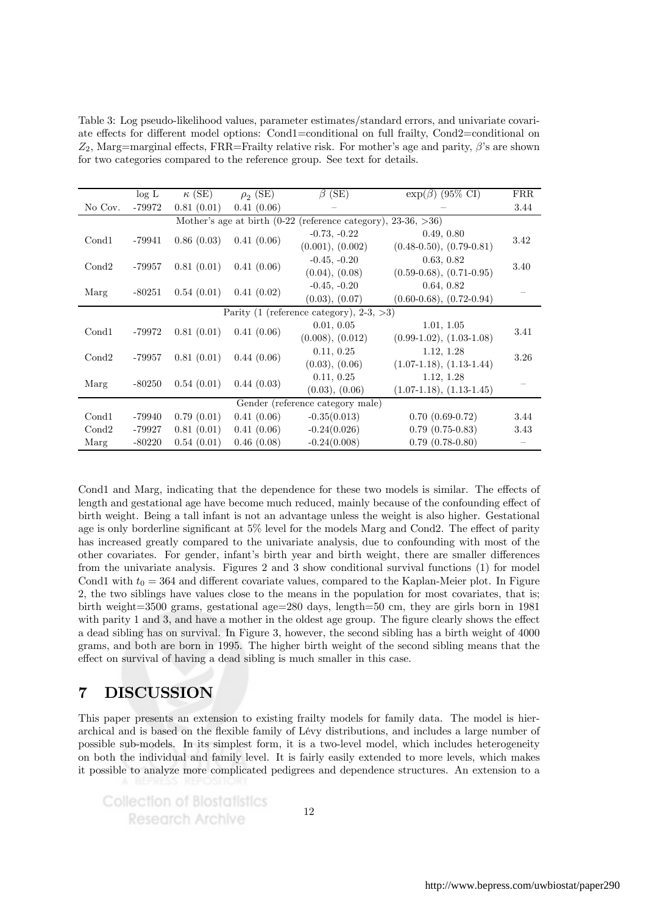Table 3: Log pseudo-likelihood values, parameter estimates/standard errors, and univariate covariate effects for different model options: Cond1=conditional on full frailty, Cond2=conditional on $Z_2$, Marg=marginal effects, FRR=Frailty relative risk. For mother's age and parity, $\beta$'s are shown for two categories compared to the reference group. See text for details.

| | log L | $\kappa$ (SE) | $\rho_2$ (SE) | $\beta$ (SE) | $\exp(\beta)$ (95% CI) | FRR |
|---|---|---|---|---|---|---|
| No Cov. | -79972 | 0.81 (0.01) | 0.41 (0.06) | – | – | 3.44 |
| Mother's age at birth (0-22 (reference category), 23-36, >36) | | | | | | |
| Cond1 | -79941 | 0.86 (0.03) | 0.41 (0.06) | -0.73, -0.22 (0.001), (0.002) | 0.49, 0.80 (0.48-0.50), (0.79-0.81) | 3.42 |
| Cond2 | -79957 | 0.81 (0.01) | 0.41 (0.06) | -0.45, -0.20 (0.04), (0.08) | 0.63, 0.82 (0.59-0.68), (0.71-0.95) | 3.40 |
| Marg | -80251 | 0.54 (0.01) | 0.41 (0.02) | -0.45, -0.20 (0.03), (0.07) | 0.64, 0.82 (0.60-0.68), (0.72-0.94) | – |
| Parity (1 (reference category), 2-3, >3) | | | | | | |
| Cond1 | -79972 | 0.81 (0.01) | 0.41 (0.06) | 0.01, 0.05 (0.008), (0.012) | 1.01, 1.05 (0.99-1.02), (1.03-1.08) | 3.41 |
| Cond2 | -79957 | 0.81 (0.01) | 0.44 (0.06) | 0.11, 0.25 (0.03), (0.06) | 1.12, 1.28 (1.07-1.18), (1.13-1.44) | 3.26 |
| Marg | -80250 | 0.54 (0.01) | 0.44 (0.03) | 0.11, 0.25 (0.03), (0.06) | 1.12, 1.28 (1.07-1.18), (1.13-1.45) | – |
| Gender (reference category male) | | | | | | |
| Cond1 | -79940 | 0.79 (0.01) | 0.41 (0.06) | -0.35(0.013) | 0.70 (0.69-0.72) | 3.44 |
| Cond2 | -79927 | 0.81 (0.01) | 0.41 (0.06) | -0.24(0.026) | 0.79 (0.75-0.83) | 3.43 |
| Marg | -80220 | 0.54 (0.01) | 0.46 (0.08) | -0.24(0.008) | 0.79 (0.78-0.80) | – |

Cond1 and Marg, indicating that the dependence for these two models is similar. The effects of length and gestational age have become much reduced, mainly because of the confounding effect of birth weight. Being a tall infant is not an advantage unless the weight is also higher. Gestational age is only borderline significant at 5% level for the models Marg and Cond2. The effect of parity has increased greatly compared to the univariate analysis, due to confounding with most of the other covariates. For gender, infant's birth year and birth weight, there are smaller differences from the univariate analysis. Figures 2 and 3 show conditional survival functions (1) for model Cond1 with $t_0 = 364$ and different covariate values, compared to the Kaplan-Meier plot. In Figure 2, the two siblings have values close to the means in the population for most covariates, that is; birth weight=3500 grams, gestational age=280 days, length=50 cm, they are girls born in 1981 with parity 1 and 3, and have a mother in the oldest age group. The figure clearly shows the effect a dead sibling has on survival. In Figure 3, however, the second sibling has a birth weight of 4000 grams, and both are born in 1995. The higher birth weight of the second sibling means that the effect on survival of having a dead sibling is much smaller in this case.

# 7 DISCUSSION

This paper presents an extension to existing frailty models for family data. The model is hierarchical and is based on the flexible family of Lévy distributions, and includes a large number of possible sub-models. In its simplest form, it is a two-level model, which includes heterogeneity on both the individual and family level. It is fairly easily extended to more levels, which makes it possible to analyze more complicated pedigrees and dependence structures. An extension to a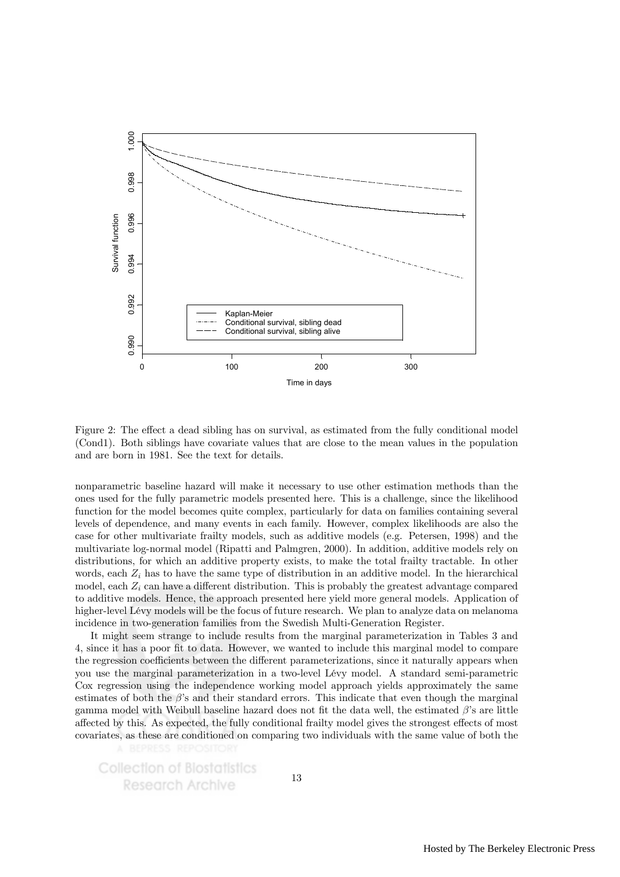Figure 2: The effect a dead sibling has on survival, as estimated from the fully conditional model (Cond1). Both siblings have covariate values that are close to the mean values in the population and are born in 1981. See the text for details.

nonparametric baseline hazard will make it necessary to use other estimation methods than the ones used for the fully parametric models presented here. This is a challenge, since the likelihood function for the model becomes quite complex, particularly for data on families containing several levels of dependence, and many events in each family. However, complex likelihoods are also the case for other multivariate frailty models, such as additive models (e.g. Petersen, 1998) and the multivariate log-normal model (Ripatti and Palmgren, 2000). In addition, additive models rely on distributions, for which an additive property exists, to make the total frailty tractable. In other words, each $Z_i$ has to have the same type of distribution in an additive model. In the hierarchical model, each $Z_i$ can have a different distribution. This is probably the greatest advantage compared to additive models. Hence, the approach presented here yield more general models. Application of higher-level Lévy models will be the focus of future research. We plan to analyze data on melanoma incidence in two-generation families from the Swedish Multi-Generation Register.

It might seem strange to include results from the marginal parameterization in Tables 3 and 4, since it has a poor fit to data. However, we wanted to include this marginal model to compare the regression coefficients between the different parameterizations, since it naturally appears when you use the marginal parameterization in a two-level Lévy model. A standard semi-parametric Cox regression using the independence working model approach yields approximately the same estimates of both the $\beta$'s and their standard errors. This indicate that even though the marginal gamma model with Weibull baseline hazard does not fit the data well, the estimated $\beta$'s are little affected by this. As expected, the fully conditional frailty model gives the strongest effects of most covariates, as these are conditioned on comparing two individuals with the same value of both the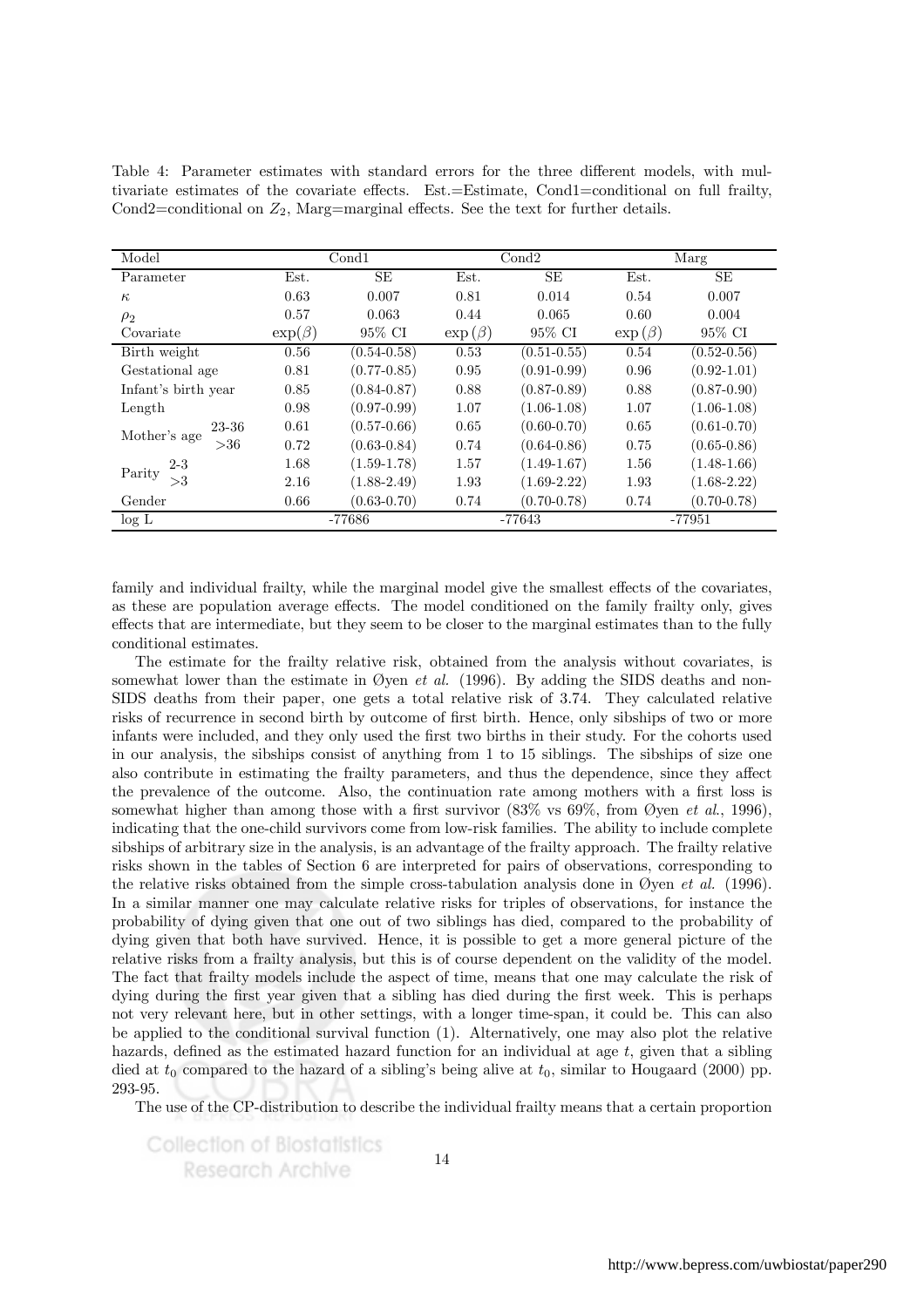Table 4: Parameter estimates with standard errors for the three different models, with multivariate estimates of the covariate effects. Est.=Estimate, Cond1=conditional on full frailty, Cond2=conditional on $Z_2$, Marg=marginal effects. See the text for further details.

| Model | | Cond1 | | Cond2 | | Marg | |
|---|---|---|---|---|---|---|---|
| Parameter | | Est. | SE | Est. | SE | Est. | SE |
| $\kappa$ | | 0.63 | 0.007 | 0.81 | 0.014 | 0.54 | 0.007 |
| $\rho_2$ | | 0.57 | 0.063 | 0.44 | 0.065 | 0.60 | 0.004 |
| Covariate | | $\exp(\beta)$ | 95% CI | $\exp(\beta)$ | 95% CI | $\exp(\beta)$ | 95% CI |
| Birth weight | | 0.56 | (0.54-0.58) | 0.53 | (0.51-0.55) | 0.54 | (0.52-0.56) |
| Gestational age | | 0.81 | (0.77-0.85) | 0.95 | (0.91-0.99) | 0.96 | (0.92-1.01) |
| Infant's birth year | | 0.85 | (0.84-0.87) | 0.88 | (0.87-0.89) | 0.88 | (0.87-0.90) |
| Length | | 0.98 | (0.97-0.99) | 1.07 | (1.06-1.08) | 1.07 | (1.06-1.08) |
| Mother's age | 23-36 | 0.61 | (0.57-0.66) | 0.65 | (0.60-0.70) | 0.65 | (0.61-0.70) |
| | >36 | 0.72 | (0.63-0.84) | 0.74 | (0.64-0.86) | 0.75 | (0.65-0.86) |
| Parity | 2-3 | 1.68 | (1.59-1.78) | 1.57 | (1.49-1.67) | 1.56 | (1.48-1.66) |
| | >3 | 2.16 | (1.88-2.49) | 1.93 | (1.69-2.22) | 1.93 | (1.68-2.22) |
| Gender | | 0.66 | (0.63-0.70) | 0.74 | (0.70-0.78) | 0.74 | (0.70-0.78) |
| log L | | -77686 | | -77643 | | -77951 | |

family and individual frailty, while the marginal model give the smallest effects of the covariates, as these are population average effects. The model conditioned on the family frailty only, gives effects that are intermediate, but they seem to be closer to the marginal estimates than to the fully conditional estimates.

The estimate for the frailty relative risk, obtained from the analysis without covariates, is somewhat lower than the estimate in Øyen *et al.* (1996). By adding the SIDS deaths and non-SIDS deaths from their paper, one gets a total relative risk of 3.74. They calculated relative risks of recurrence in second birth by outcome of first birth. Hence, only sibships of two or more infants were included, and they only used the first two births in their study. For the cohorts used in our analysis, the sibships consist of anything from 1 to 15 siblings. The sibships of size one also contribute in estimating the frailty parameters, and thus the dependence, since they affect the prevalence of the outcome. Also, the continuation rate among mothers with a first loss is somewhat higher than among those with a first survivor (83% vs 69%, from Øyen *et al.*, 1996), indicating that the one-child survivors come from low-risk families. The ability to include complete sibships of arbitrary size in the analysis, is an advantage of the frailty approach. The frailty relative risks shown in the tables of Section 6 are interpreted for pairs of observations, corresponding to the relative risks obtained from the simple cross-tabulation analysis done in Øyen *et al.* (1996). In a similar manner one may calculate relative risks for triples of observations, for instance the probability of dying given that one out of two siblings has died, compared to the probability of dying given that both have survived. Hence, it is possible to get a more general picture of the relative risks from a frailty analysis, but this is of course dependent on the validity of the model. The fact that frailty models include the aspect of time, means that one may calculate the risk of dying during the first year given that a sibling has died during the first week. This is perhaps not very relevant here, but in other settings, with a longer time-span, it could be. This can also be applied to the conditional survival function (1). Alternatively, one may also plot the relative hazards, defined as the estimated hazard function for an individual at age $t$, given that a sibling died at $t_0$ compared to the hazard of a sibling's being alive at $t_0$, similar to Hougaard (2000) pp. 293-95.

The use of the CP-distribution to describe the individual frailty means that a certain proportion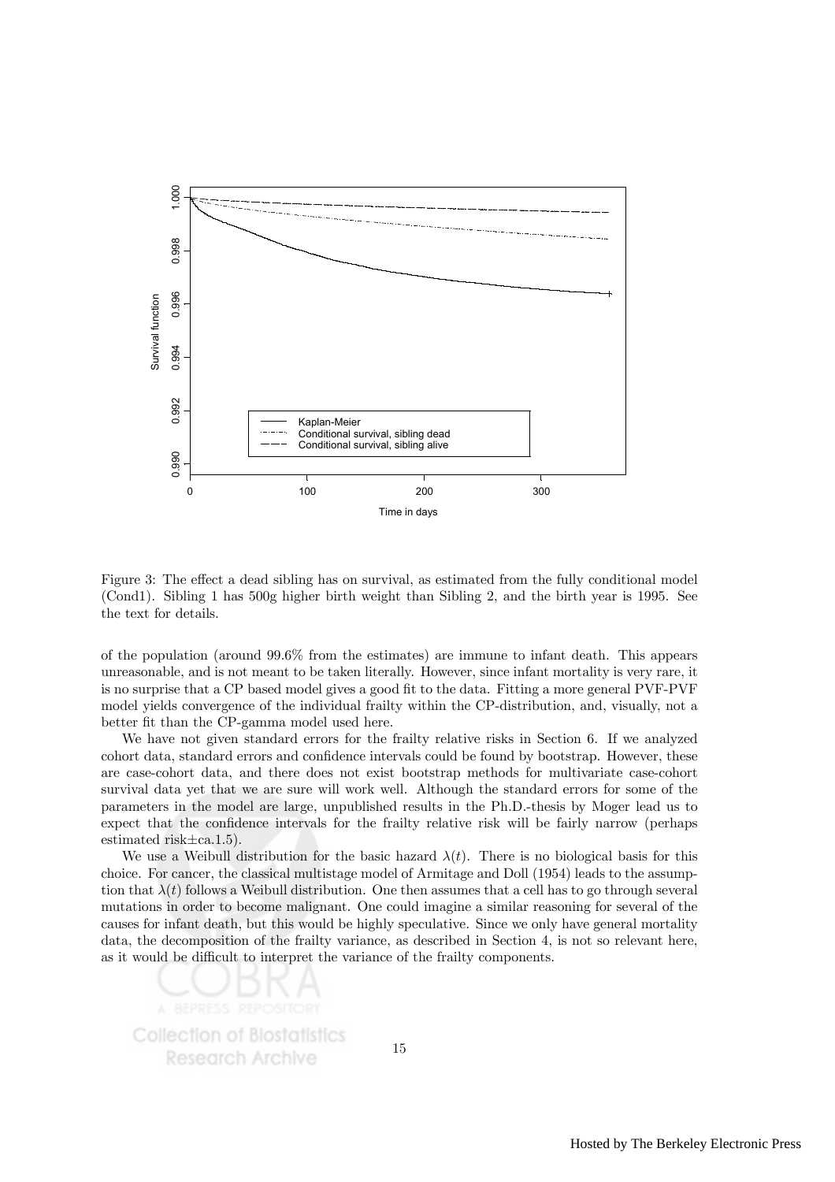Figure 3: The effect a dead sibling has on survival, as estimated from the fully conditional model (Cond1). Sibling 1 has 500g higher birth weight than Sibling 2, and the birth year is 1995. See the text for details.

of the population (around 99.6% from the estimates) are immune to infant death. This appears unreasonable, and is not meant to be taken literally. However, since infant mortality is very rare, it is no surprise that a CP based model gives a good fit to the data. Fitting a more general PVF-PVF model yields convergence of the individual frailty within the CP-distribution, and, visually, not a better fit than the CP-gamma model used here.

We have not given standard errors for the frailty relative risks in Section 6. If we analyzed cohort data, standard errors and confidence intervals could be found by bootstrap. However, these are case-cohort data, and there does not exist bootstrap methods for multivariate case-cohort survival data yet that we are sure will work well. Although the standard errors for some of the parameters in the model are large, unpublished results in the Ph.D.-thesis by Moger lead us to expect that the confidence intervals for the frailty relative risk will be fairly narrow (perhaps estimated risk±ca.1.5).

We use a Weibull distribution for the basic hazard $\lambda(t)$. There is no biological basis for this choice. For cancer, the classical multistage model of Armitage and Doll (1954) leads to the assumption that $\lambda(t)$ follows a Weibull distribution. One then assumes that a cell has to go through several mutations in order to become malignant. One could imagine a similar reasoning for several of the causes for infant death, but this would be highly speculative. Since we only have general mortality data, the decomposition of the frailty variance, as described in Section 4, is not so relevant here, as it would be difficult to interpret the variance of the frailty components.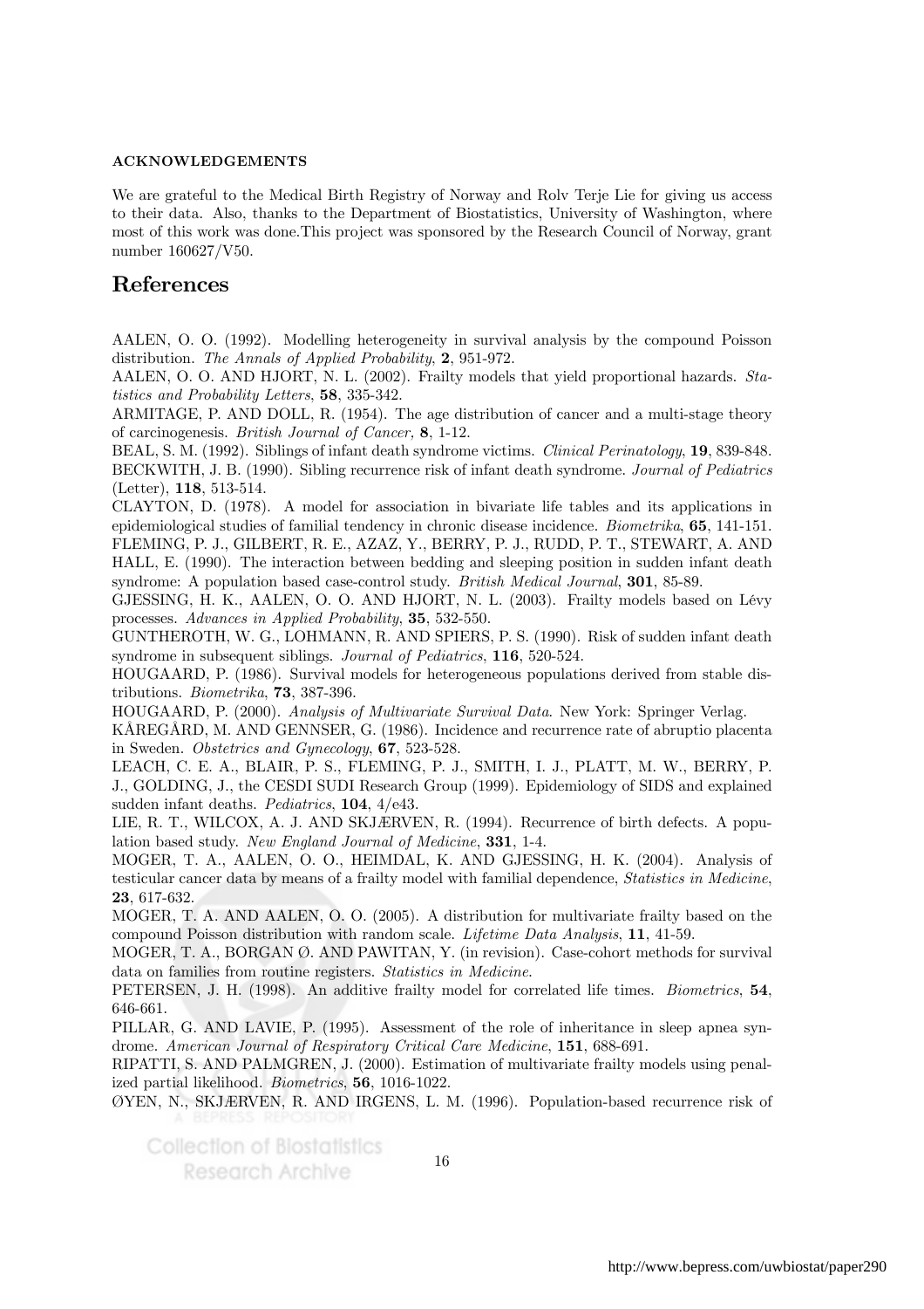#### ACKNOWLEDGEMENTS

We are grateful to the Medical Birth Registry of Norway and Rolv Terje Lie for giving us access to their data. Also, thanks to the Department of Biostatistics, University of Washington, where most of this work was done.This project was sponsored by the Research Council of Norway, grant number 160627/V50.

# References

AALEN, O. O. (1992). Modelling heterogeneity in survival analysis by the compound Poisson distribution. *The Annals of Applied Probability*, **2**, 951-972.

AALEN, O. O. AND HJORT, N. L. (2002). Frailty models that yield proportional hazards. *Statistics and Probability Letters*, **58**, 335-342.

ARMITAGE, P. AND DOLL, R. (1954). The age distribution of cancer and a multi-stage theory of carcinogenesis. *British Journal of Cancer*, **8**, 1-12.

BEAL, S. M. (1992). Siblings of infant death syndrome victims. *Clinical Perinatology*, **19**, 839-848.

BECKWITH, J. B. (1990). Sibling recurrence risk of infant death syndrome. *Journal of Pediatrics* (Letter), **118**, 513-514.

CLAYTON, D. (1978). A model for association in bivariate life tables and its applications in epidemiological studies of familial tendency in chronic disease incidence. *Biometrika*, **65**, 141-151.

FLEMING, P. J., GILBERT, R. E., AZAZ, Y., BERRY, P. J., RUDD, P. T., STEWART, A. AND HALL, E. (1990). The interaction between bedding and sleeping position in sudden infant death syndrome: A population based case-control study. *British Medical Journal*, **301**, 85-89.

GJESSING, H. K., AALEN, O. O. AND HJORT, N. L. (2003). Frailty models based on Lévy processes. *Advances in Applied Probability*, **35**, 532-550.

GUNTHEROTH, W. G., LOHMANN, R. AND SPIERS, P. S. (1990). Risk of sudden infant death syndrome in subsequent siblings. *Journal of Pediatrics*, **116**, 520-524.

HOUGAARD, P. (1986). Survival models for heterogeneous populations derived from stable distributions. *Biometrika*, **73**, 387-396.

HOUGAARD, P. (2000). *Analysis of Multivariate Survival Data*. New York: Springer Verlag.

KÅREGÅRD, M. AND GENNSER, G. (1986). Incidence and recurrence rate of abruptio placenta in Sweden. *Obstetrics and Gynecology*, **67**, 523-528.

LEACH, C. E. A., BLAIR, P. S., FLEMING, P. J., SMITH, I. J., PLATT, M. W., BERRY, P. J., GOLDING, J., the CESDI SUDI Research Group (1999). Epidemiology of SIDS and explained sudden infant deaths. *Pediatrics*, **104**, 4/e43.

LIE, R. T., WILCOX, A. J. AND SKJÆRVEN, R. (1994). Recurrence of birth defects. A population based study. *New England Journal of Medicine*, **331**, 1-4.

MOGER, T. A., AALEN, O. O., HEIMDAL, K. AND GJESSING, H. K. (2004). Analysis of testicular cancer data by means of a frailty model with familial dependence, *Statistics in Medicine*, **23**, 617-632.

MOGER, T. A. AND AALEN, O. O. (2005). A distribution for multivariate frailty based on the compound Poisson distribution with random scale. *Lifetime Data Analysis*, **11**, 41-59.

MOGER, T. A., BORGAN Ø. AND PAWITAN, Y. (in revision). Case-cohort methods for survival data on families from routine registers. *Statistics in Medicine*.

PETERSEN, J. H. (1998). An additive frailty model for correlated life times. *Biometrics*, **54**, 646-661.

PILLAR, G. AND LAVIE, P. (1995). Assessment of the role of inheritance in sleep apnea syndrome. *American Journal of Respiratory Critical Care Medicine*, **151**, 688-691.

RIPATTI, S. AND PALMGREN, J. (2000). Estimation of multivariate frailty models using penalized partial likelihood. *Biometrics*, **56**, 1016-1022.

ØYEN, N., SKJÆRVEN, R. AND IRGENS, L. M. (1996). Population-based recurrence risk of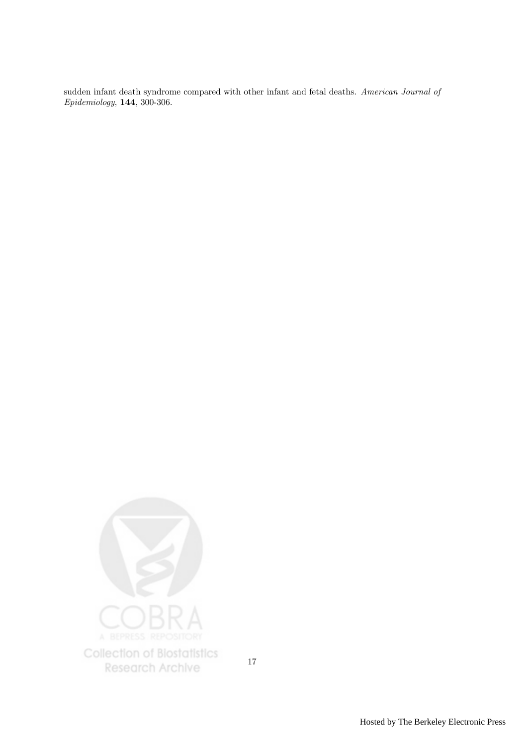sudden infant death syndrome compared with other infant and fetal deaths. *American Journal of Epidemiology*, **144**, 300-306.